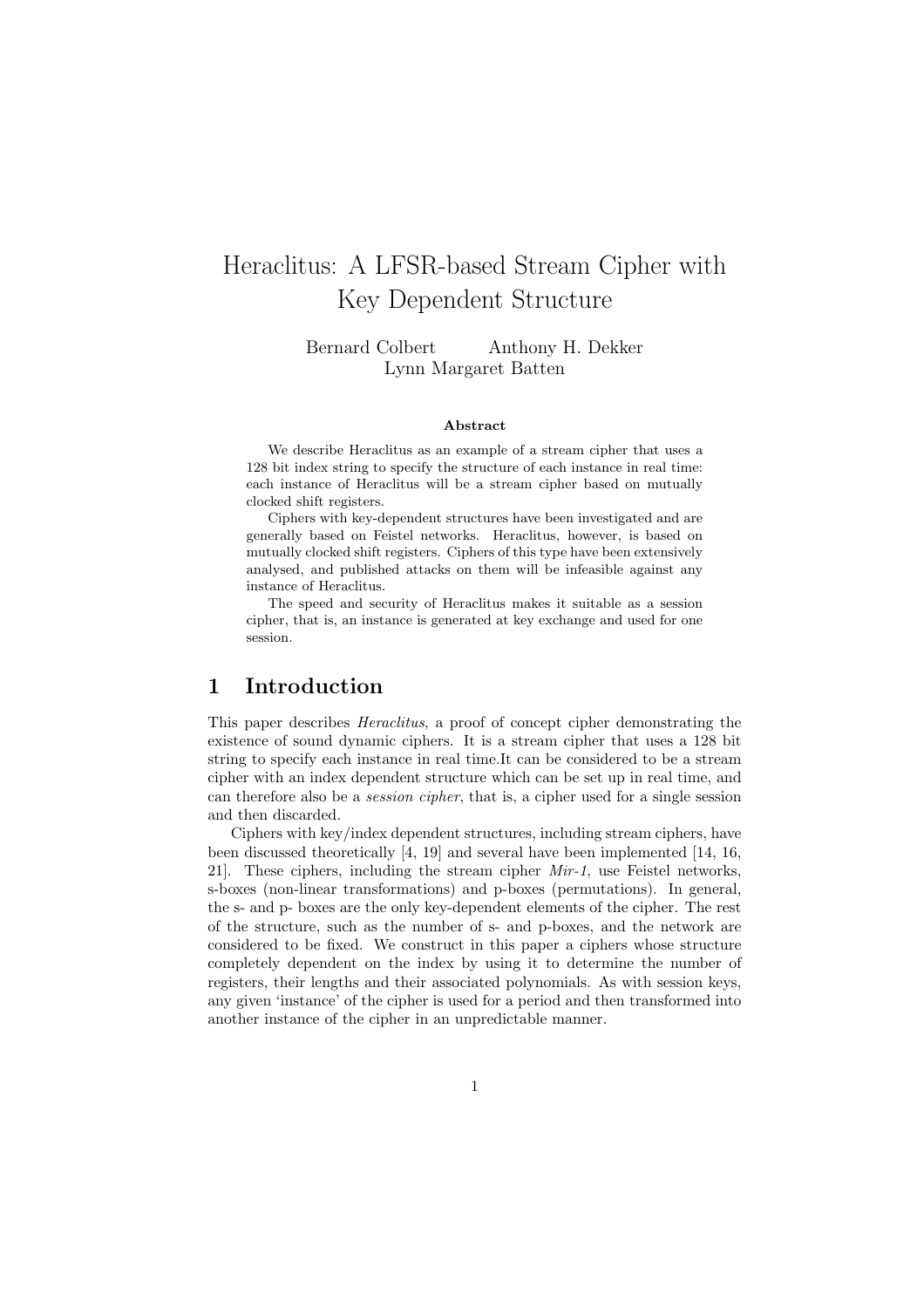# Heraclitus: A LFSR-based Stream Cipher with Key Dependent Structure

Bernard Colbert    Anthony H. Dekker
Lynn Margaret Batten

**Abstract**

We describe Heraclitus as an example of a stream cipher that uses a 128 bit index string to specify the structure of each instance in real time: each instance of Heraclitus will be a stream cipher based on mutually clocked shift registers.

Ciphers with key-dependent structures have been investigated and are generally based on Feistel networks. Heraclitus, however, is based on mutually clocked shift registers. Ciphers of this type have been extensively analysed, and published attacks on them will be infeasible against any instance of Heraclitus.

The speed and security of Heraclitus makes it suitable as a session cipher, that is, an instance is generated at key exchange and used for one session.

## 1 Introduction

This paper describes *Heraclitus*, a proof of concept cipher demonstrating the existence of sound dynamic ciphers. It is a stream cipher that uses a 128 bit string to specify each instance in real time.It can be considered to be a stream cipher with an index dependent structure which can be set up in real time, and can therefore also be a *session cipher*, that is, a cipher used for a single session and then discarded.

Ciphers with key/index dependent structures, including stream ciphers, have been discussed theoretically [4, 19] and several have been implemented [14, 16, 21]. These ciphers, including the stream cipher *Mir-1*, use Feistel networks, s-boxes (non-linear transformations) and p-boxes (permutations). In general, the s- and p- boxes are the only key-dependent elements of the cipher. The rest of the structure, such as the number of s- and p-boxes, and the network are considered to be fixed. We construct in this paper a ciphers whose structure completely dependent on the index by using it to determine the number of registers, their lengths and their associated polynomials. As with session keys, any given 'instance' of the cipher is used for a period and then transformed into another instance of the cipher in an unpredictable manner.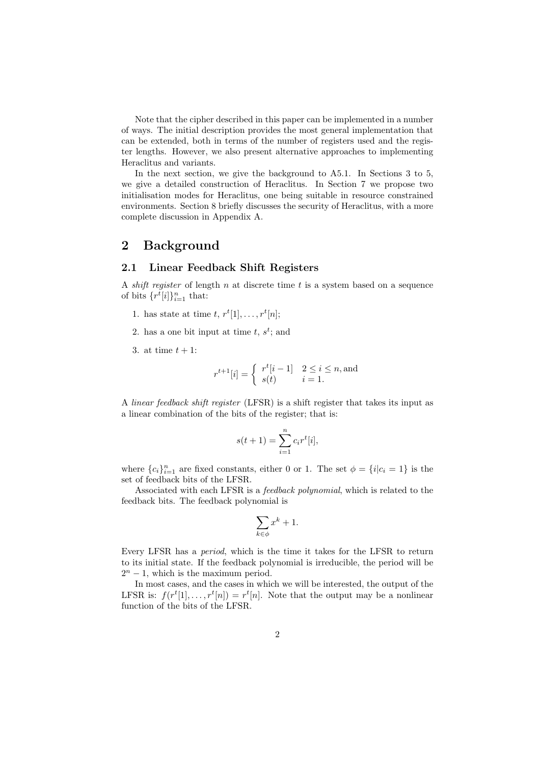Note that the cipher described in this paper can be implemented in a number of ways. The initial description provides the most general implementation that can be extended, both in terms of the number of registers used and the register lengths. However, we also present alternative approaches to implementing Heraclitus and variants.

In the next section, we give the background to A5.1. In Sections 3 to 5, we give a detailed construction of Heraclitus. In Section 7 we propose two initialisation modes for Heraclitus, one being suitable in resource constrained environments. Section 8 briefly discusses the security of Heraclitus, with a more complete discussion in Appendix A.

# 2 Background

## 2.1 Linear Feedback Shift Registers

A *shift register* of length $n$ at discrete time $t$ is a system based on a sequence of bits $\{r^t[i]\}_{i=1}^n$ that:

1. has state at time $t$, $r^t[1], \ldots, r^t[n]$;
2. has a one bit input at time $t$, $s^t$; and
3. at time $t+1$:

$$r^{t+1}[i] = \begin{cases} r^t[i-1] & 2 \leq i \leq n, \text{and} \\ s(t) & i = 1. \end{cases}$$

A *linear feedback shift register* (LFSR) is a shift register that takes its input as a linear combination of the bits of the register; that is:

$$s(t+1) = \sum_{i=1}^{n} c_i r^t[i],$$

where $\{c_i\}_{i=1}^n$ are fixed constants, either 0 or 1. The set $\phi = \{i | c_i = 1\}$ is the set of feedback bits of the LFSR.

Associated with each LFSR is a *feedback polynomial*, which is related to the feedback bits. The feedback polynomial is

$$\sum_{k \in \phi} x^k + 1.$$

Every LFSR has a *period*, which is the time it takes for the LFSR to return to its initial state. If the feedback polynomial is irreducible, the period will be $2^n - 1$, which is the maximum period.

In most cases, and the cases in which we will be interested, the output of the LFSR is: $f(r^t[1], \ldots, r^t[n]) = r^t[n]$. Note that the output may be a nonlinear function of the bits of the LFSR.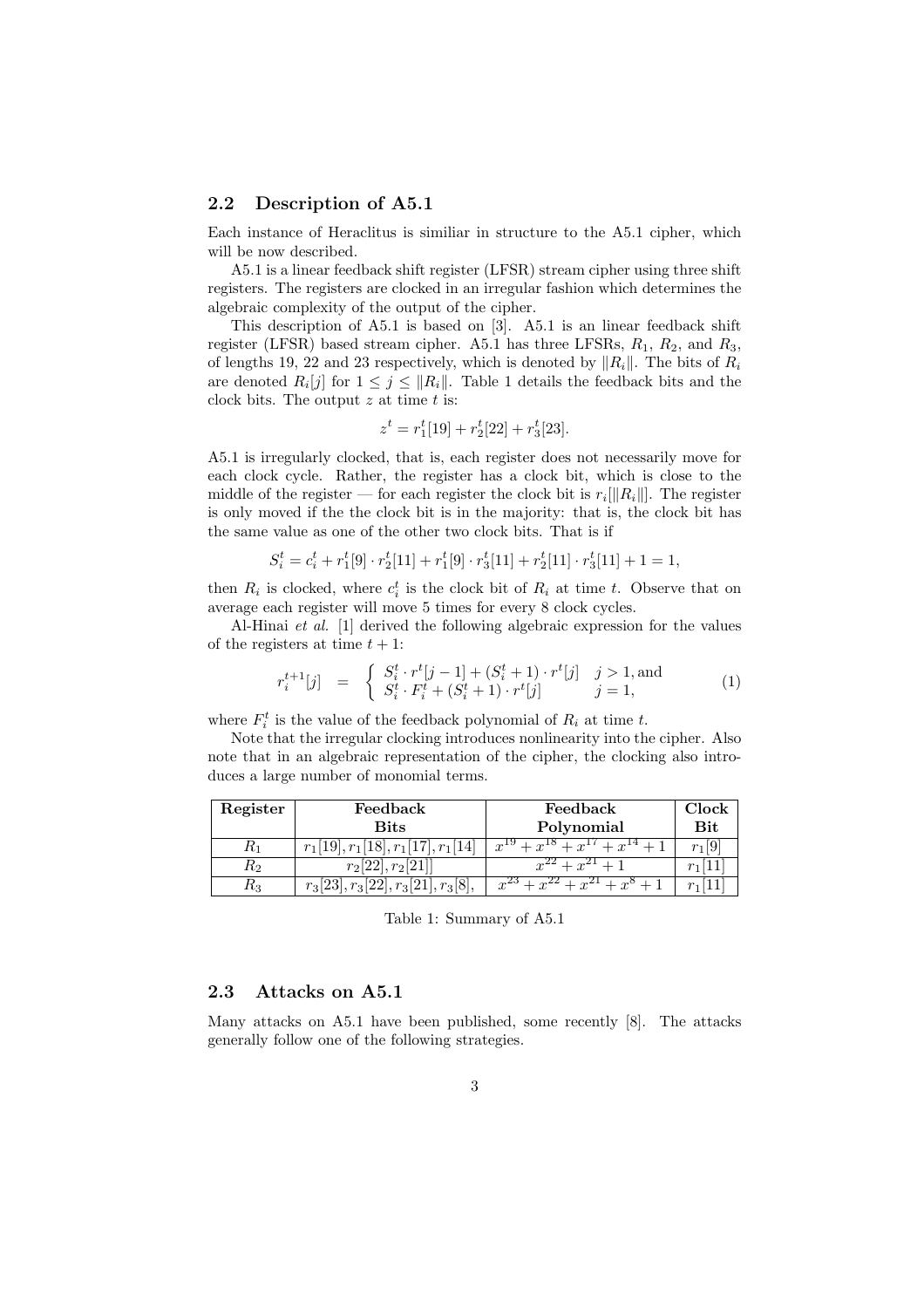## 2.2 Description of A5.1

Each instance of Heraclitus is similiar in structure to the A5.1 cipher, which will be now described.

A5.1 is a linear feedback shift register (LFSR) stream cipher using three shift registers. The registers are clocked in an irregular fashion which determines the algebraic complexity of the output of the cipher.

This description of A5.1 is based on [3]. A5.1 is an linear feedback shift register (LFSR) based stream cipher. A5.1 has three LFSRs, $R_1$, $R_2$, and $R_3$, of lengths 19, 22 and 23 respectively, which is denoted by $\|R_i\|$. The bits of $R_i$ are denoted $R_i[j]$ for $1 \leq j \leq \|R_i\|$. Table 1 details the feedback bits and the clock bits. The output $z$ at time $t$ is:

$$z^t = r_1^t[19] + r_2^t[22] + r_3^t[23].$$

A5.1 is irregularly clocked, that is, each register does not necessarily move for each clock cycle. Rather, the register has a clock bit, which is close to the middle of the register — for each register the clock bit is $r_i[\|R_i\|]$. The register is only moved if the the clock bit is in the majority: that is, the clock bit has the same value as one of the other two clock bits. That is if

$$S_i^t = c_i^t + r_1^t[9] \cdot r_2^t[11] + r_1^t[9] \cdot r_3^t[11] + r_2^t[11] \cdot r_3^t[11] + 1 = 1,$$

then $R_i$ is clocked, where $c_i^t$ is the clock bit of $R_i$ at time $t$. Observe that on average each register will move 5 times for every 8 clock cycles.

Al-Hinai *et al.* [1] derived the following algebraic expression for the values of the registers at time $t+1$:

$$r_i^{t+1}[j] = \begin{cases} S_i^t \cdot r^t[j-1] + (S_i^t + 1) \cdot r^t[j] & j > 1, \text{and} \\ S_i^t \cdot F_i^t + (S_i^t + 1) \cdot r^t[j] & j = 1, \end{cases} \quad (1)$$

where $F_i^t$ is the value of the feedback polynomial of $R_i$ at time $t$.

Note that the irregular clocking introduces nonlinearity into the cipher. Also note that in an algebraic representation of the cipher, the clocking also introduces a large number of monomial terms.

| Register | Feedback Bits | Feedback Polynomial | Clock Bit |
|---|---|---|---|
| $R_1$ | $r_1[19], r_1[18], r_1[17], r_1[14]$ | $x^{19} + x^{18} + x^{17} + x^{14} + 1$ | $r_1[9]$ |
| $R_2$ | $r_2[22], r_2[21]]$ | $x^{22} + x^{21} + 1$ | $r_1[11]$ |
| $R_3$ | $r_3[23], r_3[22], r_3[21], r_3[8],$ | $x^{23} + x^{22} + x^{21} + x^8 + 1$ | $r_1[11]$ |

Table 1: Summary of A5.1

## 2.3 Attacks on A5.1

Many attacks on A5.1 have been published, some recently [8]. The attacks generally follow one of the following strategies.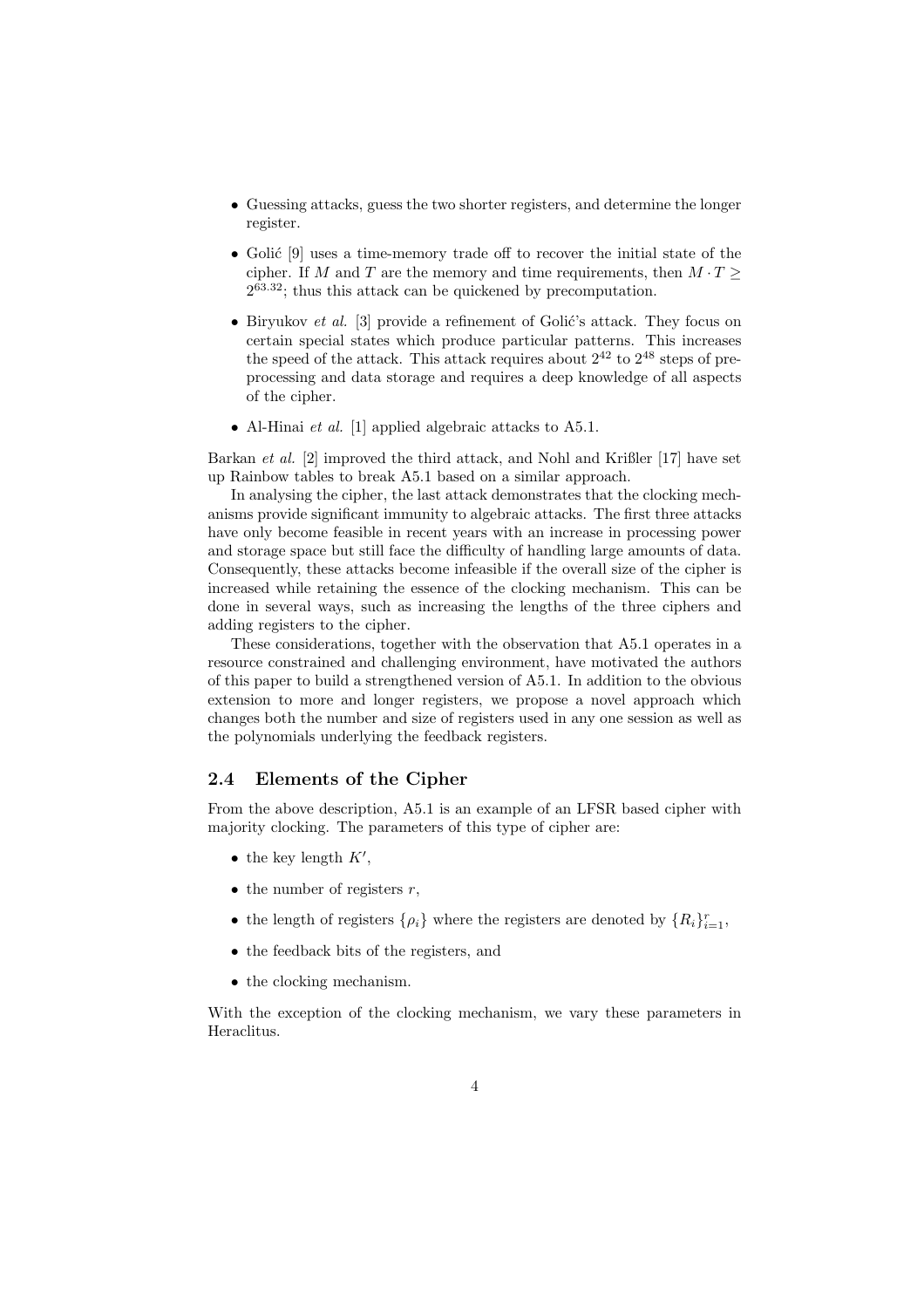- Guessing attacks, guess the two shorter registers, and determine the longer register.
- Golić [9] uses a time-memory trade off to recover the initial state of the cipher. If $M$ and $T$ are the memory and time requirements, then $M \cdot T \geq 2^{63.32}$; thus this attack can be quickened by precomputation.
- Biryukov *et al.* [3] provide a refinement of Golić's attack. They focus on certain special states which produce particular patterns. This increases the speed of the attack. This attack requires about $2^{42}$ to $2^{48}$ steps of preprocessing and data storage and requires a deep knowledge of all aspects of the cipher.
- Al-Hinai *et al.* [1] applied algebraic attacks to A5.1.

Barkan *et al.* [2] improved the third attack, and Nohl and Krißler [17] have set up Rainbow tables to break A5.1 based on a similar approach.

In analysing the cipher, the last attack demonstrates that the clocking mechanisms provide significant immunity to algebraic attacks. The first three attacks have only become feasible in recent years with an increase in processing power and storage space but still face the difficulty of handling large amounts of data. Consequently, these attacks become infeasible if the overall size of the cipher is increased while retaining the essence of the clocking mechanism. This can be done in several ways, such as increasing the lengths of the three ciphers and adding registers to the cipher.

These considerations, together with the observation that A5.1 operates in a resource constrained and challenging environment, have motivated the authors of this paper to build a strengthened version of A5.1. In addition to the obvious extension to more and longer registers, we propose a novel approach which changes both the number and size of registers used in any one session as well as the polynomials underlying the feedback registers.

### 2.4 Elements of the Cipher

From the above description, A5.1 is an example of an LFSR based cipher with majority clocking. The parameters of this type of cipher are:

- the key length $K'$,
- the number of registers $r$,
- the length of registers $\{\rho_i\}$ where the registers are denoted by $\{R_i\}_{i=1}^{r}$,
- the feedback bits of the registers, and
- the clocking mechanism.

With the exception of the clocking mechanism, we vary these parameters in Heraclitus.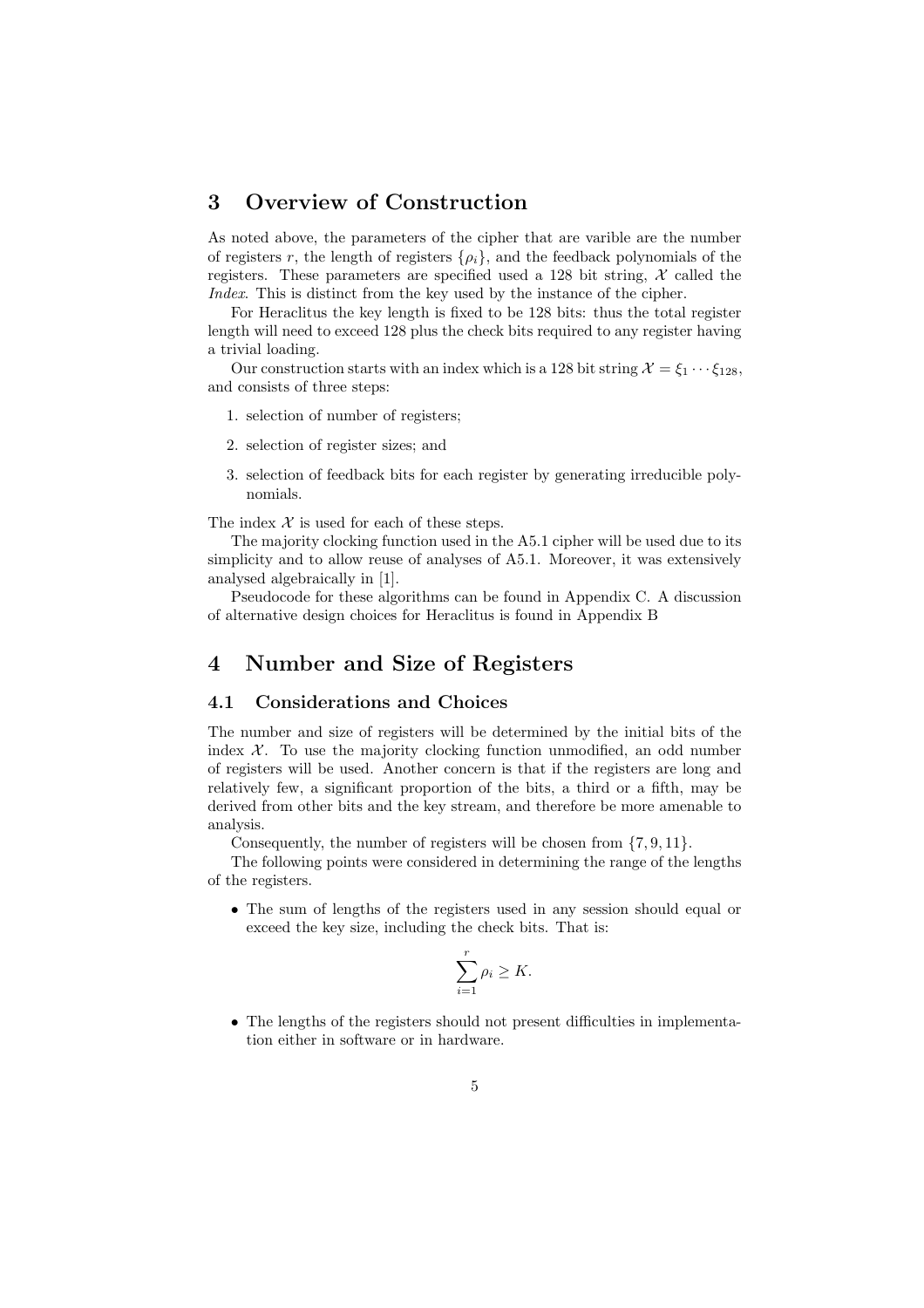# 3 Overview of Construction

As noted above, the parameters of the cipher that are varible are the number of registers $r$, the length of registers $\{\rho_i\}$, and the feedback polynomials of the registers. These parameters are specified used a 128 bit string, $\mathcal{X}$ called the *Index*. This is distinct from the key used by the instance of the cipher.

For Heraclitus the key length is fixed to be 128 bits: thus the total register length will need to exceed 128 plus the check bits required to any register having a trivial loading.

Our construction starts with an index which is a 128 bit string $\mathcal{X} = \xi_1 \cdots \xi_{128}$, and consists of three steps:

1. selection of number of registers;
2. selection of register sizes; and
3. selection of feedback bits for each register by generating irreducible polynomials.

The index $\mathcal{X}$ is used for each of these steps.

The majority clocking function used in the A5.1 cipher will be used due to its simplicity and to allow reuse of analyses of A5.1. Moreover, it was extensively analysed algebraically in [1].

Pseudocode for these algorithms can be found in Appendix C. A discussion of alternative design choices for Heraclitus is found in Appendix B

# 4 Number and Size of Registers

## 4.1 Considerations and Choices

The number and size of registers will be determined by the initial bits of the index $\mathcal{X}$. To use the majority clocking function unmodified, an odd number of registers will be used. Another concern is that if the registers are long and relatively few, a significant proportion of the bits, a third or a fifth, may be derived from other bits and the key stream, and therefore be more amenable to analysis.

Consequently, the number of registers will be chosen from $\{7, 9, 11\}$.

The following points were considered in determining the range of the lengths of the registers.

- The sum of lengths of the registers used in any session should equal or exceed the key size, including the check bits. That is:

$$\sum_{i=1}^{r} \rho_i \geq K.$$

- The lengths of the registers should not present difficulties in implementation either in software or in hardware.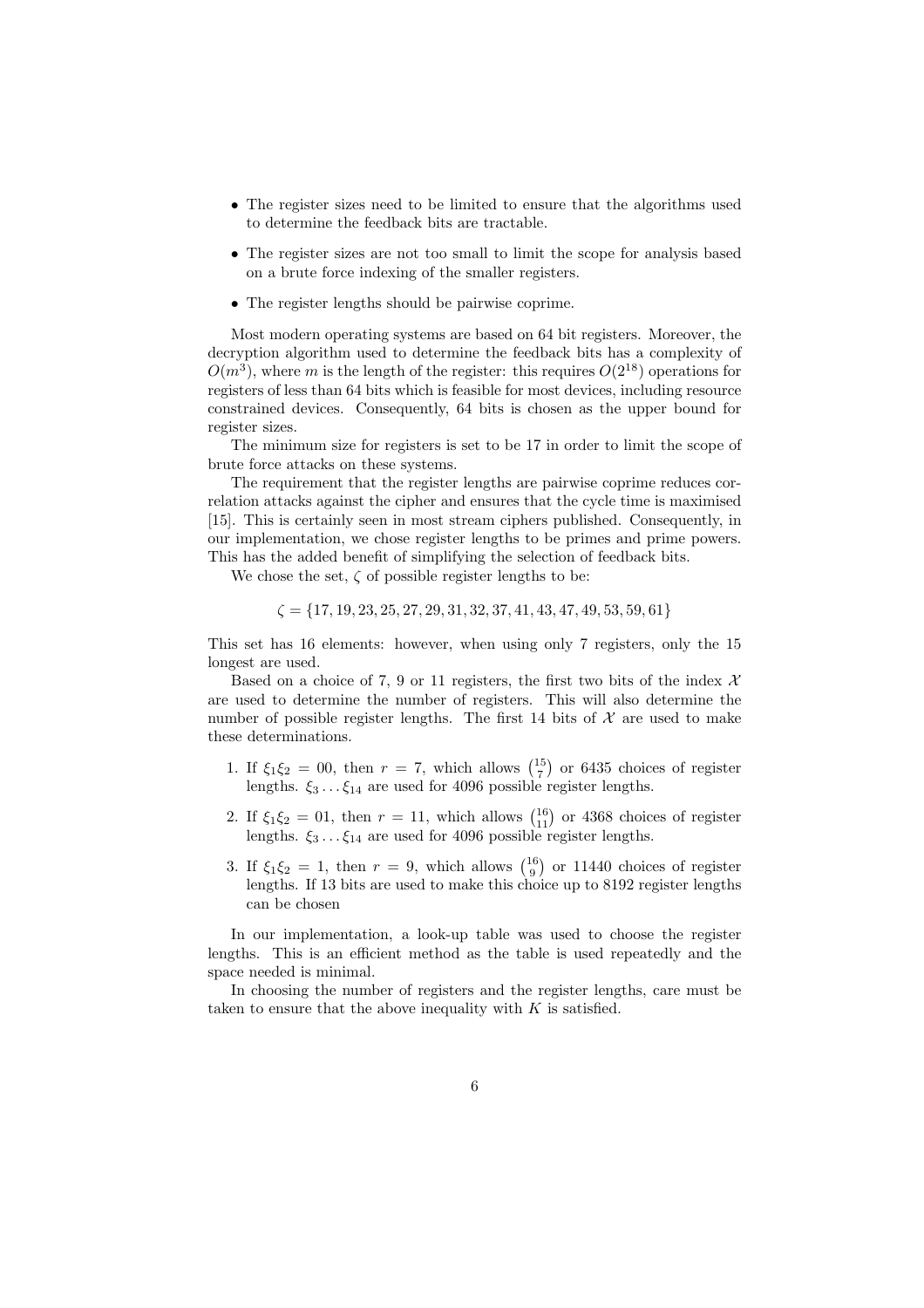- The register sizes need to be limited to ensure that the algorithms used to determine the feedback bits are tractable.
- The register sizes are not too small to limit the scope for analysis based on a brute force indexing of the smaller registers.
- The register lengths should be pairwise coprime.

Most modern operating systems are based on 64 bit registers. Moreover, the decryption algorithm used to determine the feedback bits has a complexity of $O(m^3)$, where $m$ is the length of the register: this requires $O(2^{18})$ operations for registers of less than 64 bits which is feasible for most devices, including resource constrained devices. Consequently, 64 bits is chosen as the upper bound for register sizes.

The minimum size for registers is set to be 17 in order to limit the scope of brute force attacks on these systems.

The requirement that the register lengths are pairwise coprime reduces correlation attacks against the cipher and ensures that the cycle time is maximised [15]. This is certainly seen in most stream ciphers published. Consequently, in our implementation, we chose register lengths to be primes and prime powers. This has the added benefit of simplifying the selection of feedback bits.

We chose the set, $\zeta$ of possible register lengths to be:

$$\zeta = \{17, 19, 23, 25, 27, 29, 31, 32, 37, 41, 43, 47, 49, 53, 59, 61\}$$

This set has 16 elements: however, when using only 7 registers, only the 15 longest are used.

Based on a choice of 7, 9 or 11 registers, the first two bits of the index $\mathcal{X}$ are used to determine the number of registers. This will also determine the number of possible register lengths. The first 14 bits of $\mathcal{X}$ are used to make these determinations.

1. If $\xi_1\xi_2 = 00$, then $r = 7$, which allows $\binom{15}{7}$ or 6435 choices of register lengths. $\xi_3 \dots \xi_{14}$ are used for 4096 possible register lengths.
2. If $\xi_1\xi_2 = 01$, then $r = 11$, which allows $\binom{16}{11}$ or 4368 choices of register lengths. $\xi_3 \dots \xi_{14}$ are used for 4096 possible register lengths.
3. If $\xi_1\xi_2 = 1$, then $r = 9$, which allows $\binom{16}{9}$ or 11440 choices of register lengths. If 13 bits are used to make this choice up to 8192 register lengths can be chosen

In our implementation, a look-up table was used to choose the register lengths. This is an efficient method as the table is used repeatedly and the space needed is minimal.

In choosing the number of registers and the register lengths, care must be taken to ensure that the above inequality with $K$ is satisfied.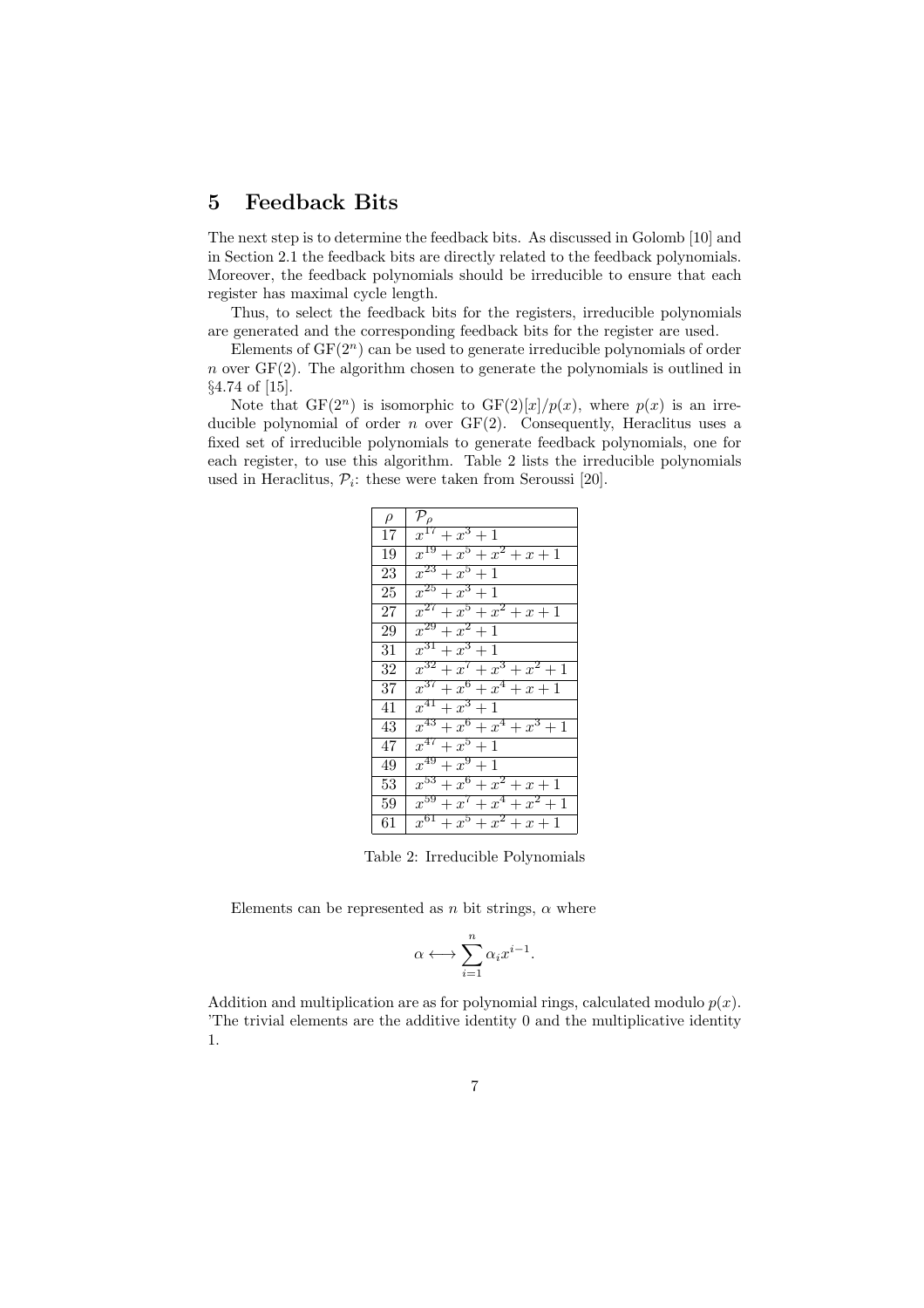## 5 Feedback Bits

The next step is to determine the feedback bits. As discussed in Golomb [10] and in Section 2.1 the feedback bits are directly related to the feedback polynomials. Moreover, the feedback polynomials should be irreducible to ensure that each register has maximal cycle length.

Thus, to select the feedback bits for the registers, irreducible polynomials are generated and the corresponding feedback bits for the register are used.

Elements of $\mathrm{GF}(2^n)$ can be used to generate irreducible polynomials of order $n$ over $\mathrm{GF}(2)$. The algorithm chosen to generate the polynomials is outlined in §4.74 of [15].

Note that $\mathrm{GF}(2^n)$ is isomorphic to $\mathrm{GF}(2)[x]/p(x)$, where $p(x)$ is an irreducible polynomial of order $n$ over $\mathrm{GF}(2)$. Consequently, Heraclitus uses a fixed set of irreducible polynomials to generate feedback polynomials, one for each register, to use this algorithm. Table 2 lists the irreducible polynomials used in Heraclitus, $\mathcal{P}_i$: these were taken from Seroussi [20].

| $\rho$ | $\mathcal{P}_\rho$ |
|---|---|
| 17 | $x^{17} + x^3 + 1$ |
| 19 | $x^{19} + x^5 + x^2 + x + 1$ |
| 23 | $x^{23} + x^5 + 1$ |
| 25 | $x^{25} + x^3 + 1$ |
| 27 | $x^{27} + x^5 + x^2 + x + 1$ |
| 29 | $x^{29} + x^2 + 1$ |
| 31 | $x^{31} + x^3 + 1$ |
| 32 | $x^{32} + x^7 + x^3 + x^2 + 1$ |
| 37 | $x^{37} + x^6 + x^4 + x + 1$ |
| 41 | $x^{41} + x^3 + 1$ |
| 43 | $x^{43} + x^6 + x^4 + x^3 + 1$ |
| 47 | $x^{47} + x^5 + 1$ |
| 49 | $x^{49} + x^9 + 1$ |
| 53 | $x^{53} + x^6 + x^2 + x + 1$ |
| 59 | $x^{59} + x^7 + x^4 + x^2 + 1$ |
| 61 | $x^{61} + x^5 + x^2 + x + 1$ |

Table 2: Irreducible Polynomials

Elements can be represented as $n$ bit strings, $\alpha$ where

$$\alpha \longleftrightarrow \sum_{i=1}^{n} \alpha_i x^{i-1}.$$

Addition and multiplication are as for polynomial rings, calculated modulo $p(x)$. 'The trivial elements are the additive identity 0 and the multiplicative identity 1.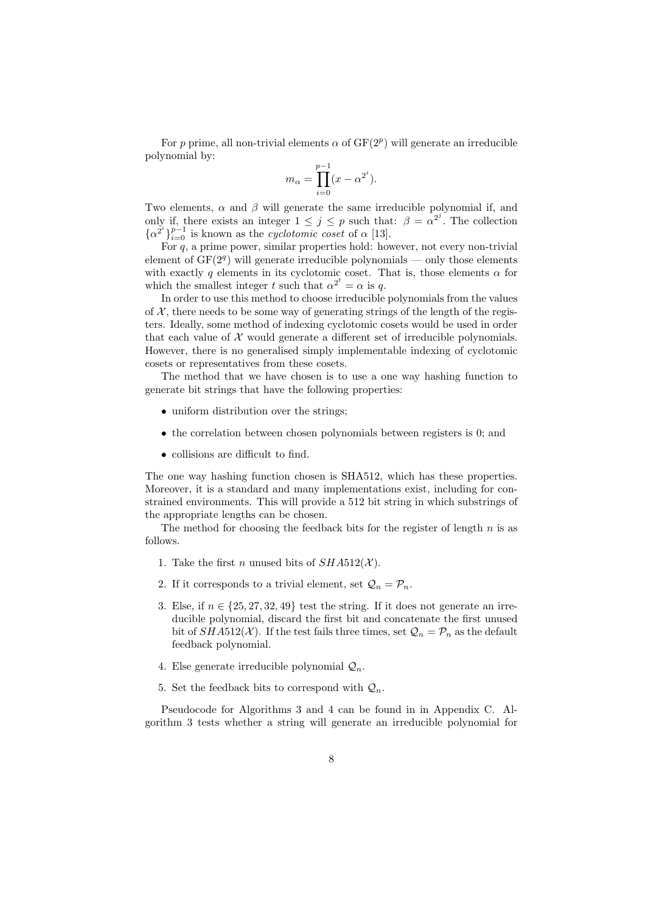For $p$ prime, all non-trivial elements $\alpha$ of $\mathrm{GF}(2^p)$ will generate an irreducible polynomial by:

$$m_\alpha = \prod_{i=0}^{p-1}(x - \alpha^{2^i}).$$

Two elements, $\alpha$ and $\beta$ will generate the same irreducible polynomial if, and only if, there exists an integer $1 \leq j \leq p$ such that: $\beta = \alpha^{2^j}$. The collection $\{\alpha^{2^i}\}_{i=0}^{p-1}$ is known as the *cyclotomic coset* of $\alpha$ [13].

For $q$, a prime power, similar properties hold: however, not every non-trivial element of $\mathrm{GF}(2^q)$ will generate irreducible polynomials — only those elements with exactly $q$ elements in its cyclotomic coset. That is, those elements $\alpha$ for which the smallest integer $t$ such that $\alpha^{2^t} = \alpha$ is $q$.

In order to use this method to choose irreducible polynomials from the values of $\mathcal{X}$, there needs to be some way of generating strings of the length of the registers. Ideally, some method of indexing cyclotomic cosets would be used in order that each value of $\mathcal{X}$ would generate a different set of irreducible polynomials. However, there is no generalised simply implementable indexing of cyclotomic cosets or representatives from these cosets.

The method that we have chosen is to use a one way hashing function to generate bit strings that have the following properties:

- uniform distribution over the strings;
- the correlation between chosen polynomials between registers is 0; and
- collisions are difficult to find.

The one way hashing function chosen is SHA512, which has these properties. Moreover, it is a standard and many implementations exist, including for constrained environments. This will provide a 512 bit string in which substrings of the appropriate lengths can be chosen.

The method for choosing the feedback bits for the register of length $n$ is as follows.

1. Take the first $n$ unused bits of $SHA512(\mathcal{X})$.
2. If it corresponds to a trivial element, set $\mathcal{Q}_n = \mathcal{P}_n$.
3. Else, if $n \in \{25, 27, 32, 49\}$ test the string. If it does not generate an irreducible polynomial, discard the first bit and concatenate the first unused bit of $SHA512(\mathcal{X})$. If the test fails three times, set $\mathcal{Q}_n = \mathcal{P}_n$ as the default feedback polynomial.
4. Else generate irreducible polynomial $\mathcal{Q}_n$.
5. Set the feedback bits to correspond with $\mathcal{Q}_n$.

Pseudocode for Algorithms 3 and 4 can be found in in Appendix C. Algorithm 3 tests whether a string will generate an irreducible polynomial for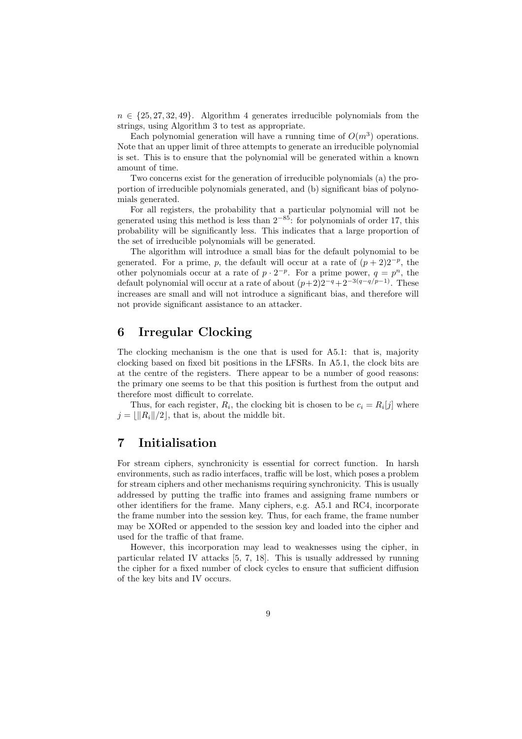$n \in \{25, 27, 32, 49\}$. Algorithm 4 generates irreducible polynomials from the strings, using Algorithm 3 to test as appropriate.

Each polynomial generation will have a running time of $O(m^3)$ operations. Note that an upper limit of three attempts to generate an irreducible polynomial is set. This is to ensure that the polynomial will be generated within a known amount of time.

Two concerns exist for the generation of irreducible polynomials (a) the proportion of irreducible polynomials generated, and (b) significant bias of polynomials generated.

For all registers, the probability that a particular polynomial will not be generated using this method is less than $2^{-85}$: for polynomials of order 17, this probability will be significantly less. This indicates that a large proportion of the set of irreducible polynomials will be generated.

The algorithm will introduce a small bias for the default polynomial to be generated. For a prime, $p$, the default will occur at a rate of $(p+2)2^{-p}$, the other polynomials occur at a rate of $p \cdot 2^{-p}$. For a prime power, $q = p^n$, the default polynomial will occur at a rate of about $(p+2)2^{-q} + 2^{-3(q-q/p-1)}$. These increases are small and will not introduce a significant bias, and therefore will not provide significant assistance to an attacker.

## 6 Irregular Clocking

The clocking mechanism is the one that is used for A5.1: that is, majority clocking based on fixed bit positions in the LFSRs. In A5.1, the clock bits are at the centre of the registers. There appear to be a number of good reasons: the primary one seems to be that this position is furthest from the output and therefore most difficult to correlate.

Thus, for each register, $R_i$, the clocking bit is chosen to be $c_i = R_i[j]$ where $j = \lfloor \|R_i\|/2 \rfloor$, that is, about the middle bit.

## 7 Initialisation

For stream ciphers, synchronicity is essential for correct function. In harsh environments, such as radio interfaces, traffic will be lost, which poses a problem for stream ciphers and other mechanisms requiring synchronicity. This is usually addressed by putting the traffic into frames and assigning frame numbers or other identifiers for the frame. Many ciphers, e.g. A5.1 and RC4, incorporate the frame number into the session key. Thus, for each frame, the frame number may be XORed or appended to the session key and loaded into the cipher and used for the traffic of that frame.

However, this incorporation may lead to weaknesses using the cipher, in particular related IV attacks [5, 7, 18]. This is usually addressed by running the cipher for a fixed number of clock cycles to ensure that sufficient diffusion of the key bits and IV occurs.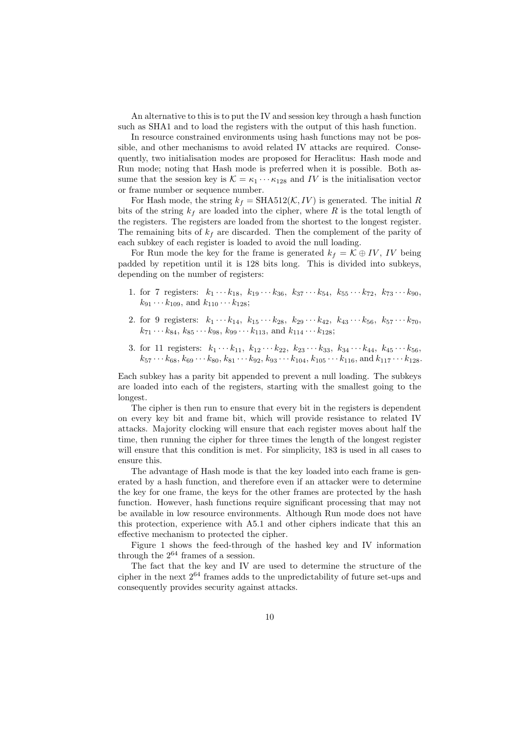An alternative to this is to put the IV and session key through a hash function such as SHA1 and to load the registers with the output of this hash function.

In resource constrained environments using hash functions may not be possible, and other mechanisms to avoid related IV attacks are required. Consequently, two initialisation modes are proposed for Heraclitus: Hash mode and Run mode; noting that Hash mode is preferred when it is possible. Both assume that the session key is $\mathcal{K} = \kappa_1 \cdots \kappa_{128}$ and $IV$ is the initialisation vector or frame number or sequence number.

For Hash mode, the string $k_f = \text{SHA512}(\mathcal{K}, IV)$ is generated. The initial $R$ bits of the string $k_f$ are loaded into the cipher, where $R$ is the total length of the registers. The registers are loaded from the shortest to the longest register. The remaining bits of $k_f$ are discarded. Then the complement of the parity of each subkey of each register is loaded to avoid the null loading.

For Run mode the key for the frame is generated $k_f = \mathcal{K} \oplus IV$, $IV$ being padded by repetition until it is 128 bits long. This is divided into subkeys, depending on the number of registers:

1. for 7 registers: $k_1 \cdots k_{18}$, $k_{19} \cdots k_{36}$, $k_{37} \cdots k_{54}$, $k_{55} \cdots k_{72}$, $k_{73} \cdots k_{90}$, $k_{91} \cdots k_{109}$, and $k_{110} \cdots k_{128}$;
2. for 9 registers: $k_1 \cdots k_{14}$, $k_{15} \cdots k_{28}$, $k_{29} \cdots k_{42}$, $k_{43} \cdots k_{56}$, $k_{57} \cdots k_{70}$, $k_{71} \cdots k_{84}$, $k_{85} \cdots k_{98}$, $k_{99} \cdots k_{113}$, and $k_{114} \cdots k_{128}$;
3. for 11 registers: $k_1 \cdots k_{11}$, $k_{12} \cdots k_{22}$, $k_{23} \cdots k_{33}$, $k_{34} \cdots k_{44}$, $k_{45} \cdots k_{56}$, $k_{57} \cdots k_{68}$, $k_{69} \cdots k_{80}$, $k_{81} \cdots k_{92}$, $k_{93} \cdots k_{104}$, $k_{105} \cdots k_{116}$, and $k_{117} \cdots k_{128}$.

Each subkey has a parity bit appended to prevent a null loading. The subkeys are loaded into each of the registers, starting with the smallest going to the longest.

The cipher is then run to ensure that every bit in the registers is dependent on every key bit and frame bit, which will provide resistance to related IV attacks. Majority clocking will ensure that each register moves about half the time, then running the cipher for three times the length of the longest register will ensure that this condition is met. For simplicity, 183 is used in all cases to ensure this.

The advantage of Hash mode is that the key loaded into each frame is generated by a hash function, and therefore even if an attacker were to determine the key for one frame, the keys for the other frames are protected by the hash function. However, hash functions require significant processing that may not be available in low resource environments. Although Run mode does not have this protection, experience with A5.1 and other ciphers indicate that this an effective mechanism to protected the cipher.

Figure 1 shows the feed-through of the hashed key and IV information through the $2^{64}$ frames of a session.

The fact that the key and IV are used to determine the structure of the cipher in the next $2^{64}$ frames adds to the unpredictability of future set-ups and consequently provides security against attacks.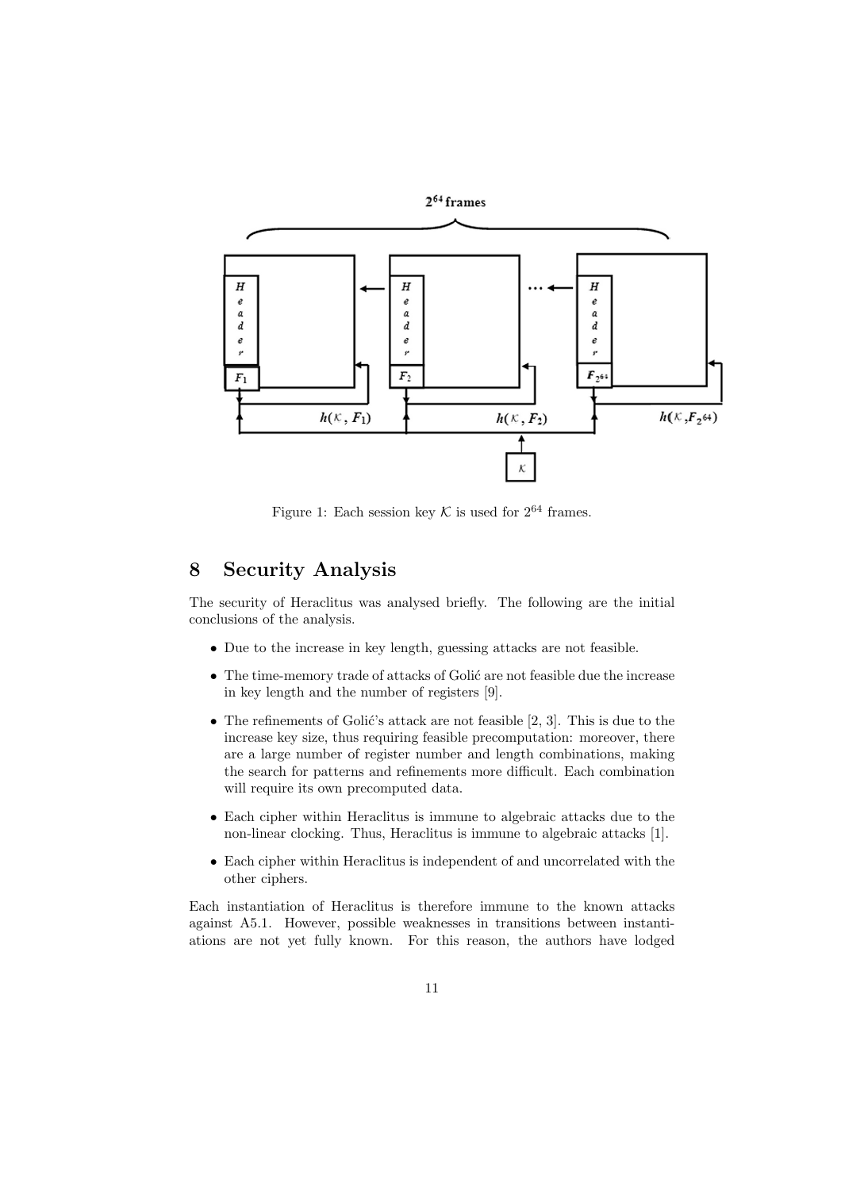Figure 1: Each session key $\mathcal{K}$ is used for $2^{64}$ frames.

## 8 Security Analysis

The security of Heraclitus was analysed briefly. The following are the initial conclusions of the analysis.

- Due to the increase in key length, guessing attacks are not feasible.
- The time-memory trade of attacks of Golić are not feasible due the increase in key length and the number of registers [9].
- The refinements of Golić's attack are not feasible [2, 3]. This is due to the increase key size, thus requiring feasible precomputation: moreover, there are a large number of register number and length combinations, making the search for patterns and refinements more difficult. Each combination will require its own precomputed data.
- Each cipher within Heraclitus is immune to algebraic attacks due to the non-linear clocking. Thus, Heraclitus is immune to algebraic attacks [1].
- Each cipher within Heraclitus is independent of and uncorrelated with the other ciphers.

Each instantiation of Heraclitus is therefore immune to the known attacks against A5.1. However, possible weaknesses in transitions between instantiations are not yet fully known. For this reason, the authors have lodged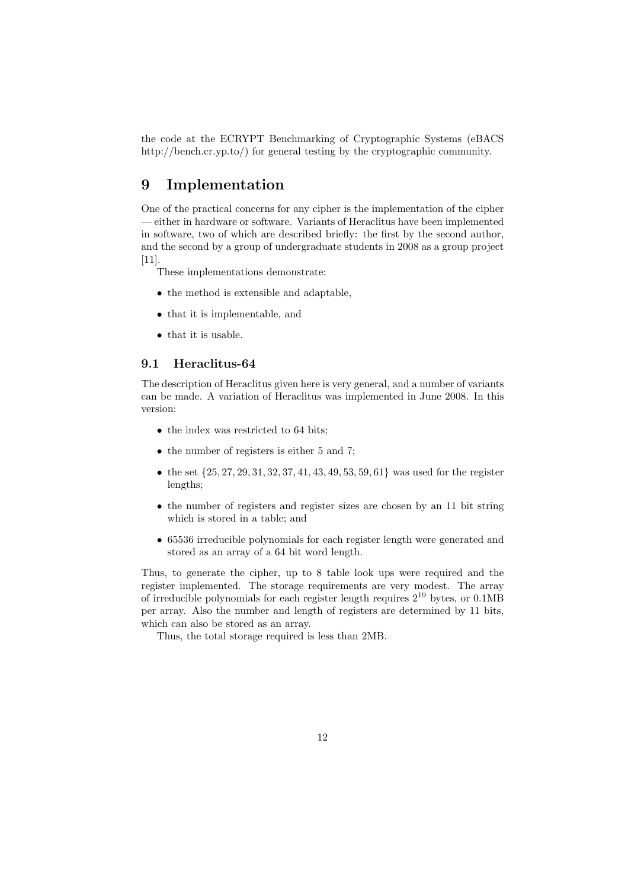the code at the ECRYPT Benchmarking of Cryptographic Systems (eBACS http://bench.cr.yp.to/) for general testing by the cryptographic community.

# 9 Implementation

One of the practical concerns for any cipher is the implementation of the cipher — either in hardware or software. Variants of Heraclitus have been implemented in software, two of which are described briefly: the first by the second author, and the second by a group of undergraduate students in 2008 as a group project [11].

These implementations demonstrate:

- the method is extensible and adaptable,
- that it is implementable, and
- that it is usable.

## 9.1 Heraclitus-64

The description of Heraclitus given here is very general, and a number of variants can be made. A variation of Heraclitus was implemented in June 2008. In this version:

- the index was restricted to 64 bits;
- the number of registers is either 5 and 7;
- the set $\{25, 27, 29, 31, 32, 37, 41, 43, 49, 53, 59, 61\}$ was used for the register lengths;
- the number of registers and register sizes are chosen by an 11 bit string which is stored in a table; and
- 65536 irreducible polynomials for each register length were generated and stored as an array of a 64 bit word length.

Thus, to generate the cipher, up to 8 table look ups were required and the register implemented. The storage requirements are very modest. The array of irreducible polynomials for each register length requires $2^{19}$ bytes, or 0.1MB per array. Also the number and length of registers are determined by 11 bits, which can also be stored as an array.

Thus, the total storage required is less than 2MB.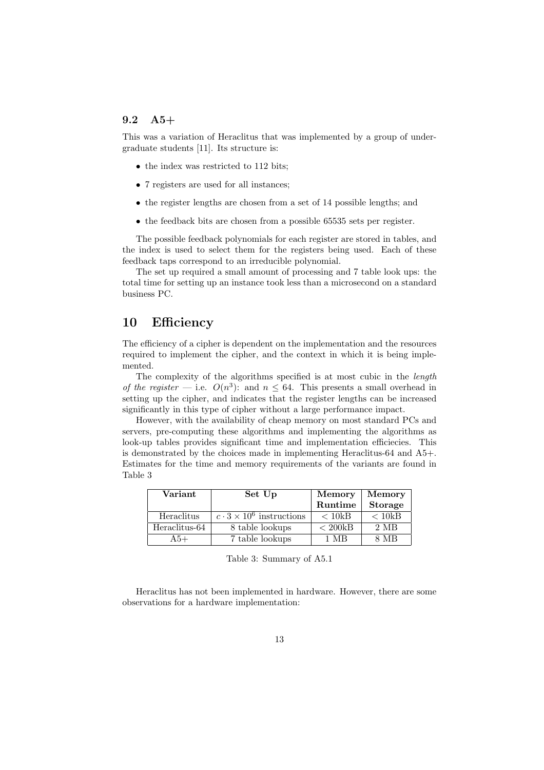### 9.2 A5+

This was a variation of Heraclitus that was implemented by a group of undergraduate students [11]. Its structure is:

- the index was restricted to 112 bits;
- 7 registers are used for all instances;
- the register lengths are chosen from a set of 14 possible lengths; and
- the feedback bits are chosen from a possible 65535 sets per register.

The possible feedback polynomials for each register are stored in tables, and the index is used to select them for the registers being used. Each of these feedback taps correspond to an irreducible polynomial.

The set up required a small amount of processing and 7 table look ups: the total time for setting up an instance took less than a microsecond on a standard business PC.

## 10 Efficiency

The efficiency of a cipher is dependent on the implementation and the resources required to implement the cipher, and the context in which it is being implemented.

The complexity of the algorithms specified is at most cubic in the *length of the register* — i.e. $O(n^3)$: and $n \leq 64$. This presents a small overhead in setting up the cipher, and indicates that the register lengths can be increased significantly in this type of cipher without a large performance impact.

However, with the availability of cheap memory on most standard PCs and servers, pre-computing these algorithms and implementing the algorithms as look-up tables provides significant time and implementation efficiecies. This is demonstrated by the choices made in implementing Heraclitus-64 and A5+. Estimates for the time and memory requirements of the variants are found in Table 3

| Variant | Set Up | Memory Runtime | Memory Storage |
|---|---|---|---|
| Heraclitus | $c \cdot 3 \times 10^6$ instructions | $<$ 10kB | $<$ 10kB |
| Heraclitus-64 | 8 table lookups | $<$ 200kB | 2 MB |
| A5+ | 7 table lookups | 1 MB | 8 MB |

Table 3: Summary of A5.1

Heraclitus has not been implemented in hardware. However, there are some observations for a hardware implementation: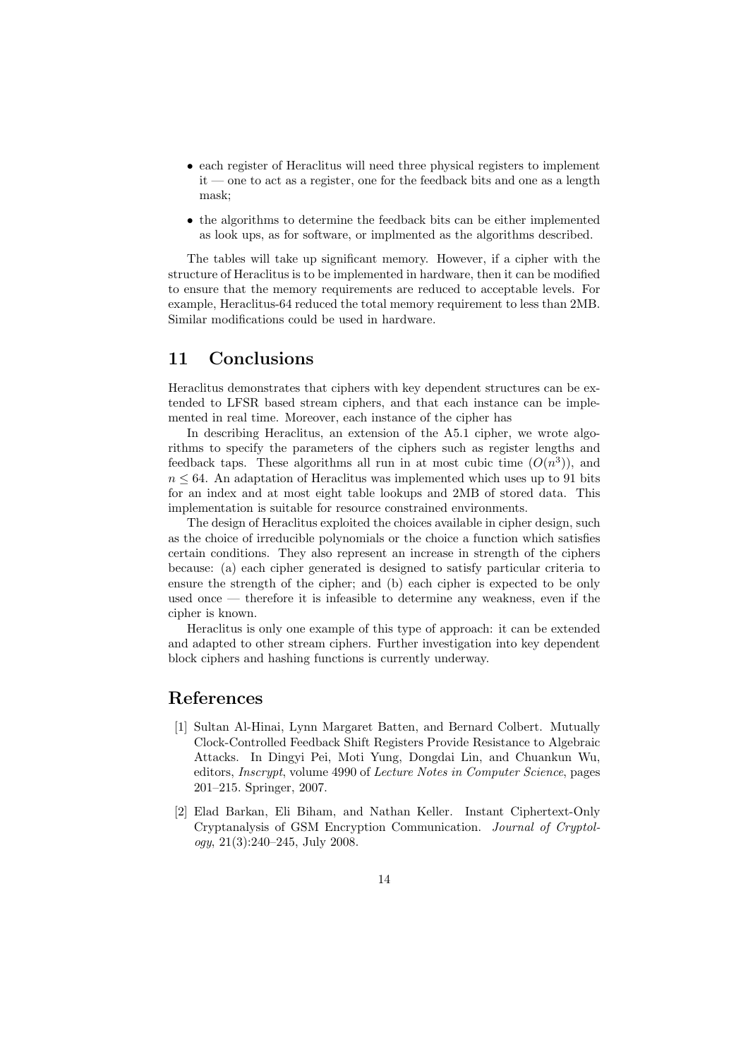- each register of Heraclitus will need three physical registers to implement it — one to act as a register, one for the feedback bits and one as a length mask;
- the algorithms to determine the feedback bits can be either implemented as look ups, as for software, or implmented as the algorithms described.

The tables will take up significant memory. However, if a cipher with the structure of Heraclitus is to be implemented in hardware, then it can be modified to ensure that the memory requirements are reduced to acceptable levels. For example, Heraclitus-64 reduced the total memory requirement to less than 2MB. Similar modifications could be used in hardware.

## 11 Conclusions

Heraclitus demonstrates that ciphers with key dependent structures can be extended to LFSR based stream ciphers, and that each instance can be implemented in real time. Moreover, each instance of the cipher has

In describing Heraclitus, an extension of the A5.1 cipher, we wrote algorithms to specify the parameters of the ciphers such as register lengths and feedback taps. These algorithms all run in at most cubic time ($O(n^3)$), and $n \leq 64$. An adaptation of Heraclitus was implemented which uses up to 91 bits for an index and at most eight table lookups and 2MB of stored data. This implementation is suitable for resource constrained environments.

The design of Heraclitus exploited the choices available in cipher design, such as the choice of irreducible polynomials or the choice a function which satisfies certain conditions. They also represent an increase in strength of the ciphers because: (a) each cipher generated is designed to satisfy particular criteria to ensure the strength of the cipher; and (b) each cipher is expected to be only used once — therefore it is infeasible to determine any weakness, even if the cipher is known.

Heraclitus is only one example of this type of approach: it can be extended and adapted to other stream ciphers. Further investigation into key dependent block ciphers and hashing functions is currently underway.

## References

[1] Sultan Al-Hinai, Lynn Margaret Batten, and Bernard Colbert. Mutually Clock-Controlled Feedback Shift Registers Provide Resistance to Algebraic Attacks. In Dingyi Pei, Moti Yung, Dongdai Lin, and Chuankun Wu, editors, *Inscrypt*, volume 4990 of *Lecture Notes in Computer Science*, pages 201–215. Springer, 2007.

[2] Elad Barkan, Eli Biham, and Nathan Keller. Instant Ciphertext-Only Cryptanalysis of GSM Encryption Communication. *Journal of Cryptology*, 21(3):240–245, July 2008.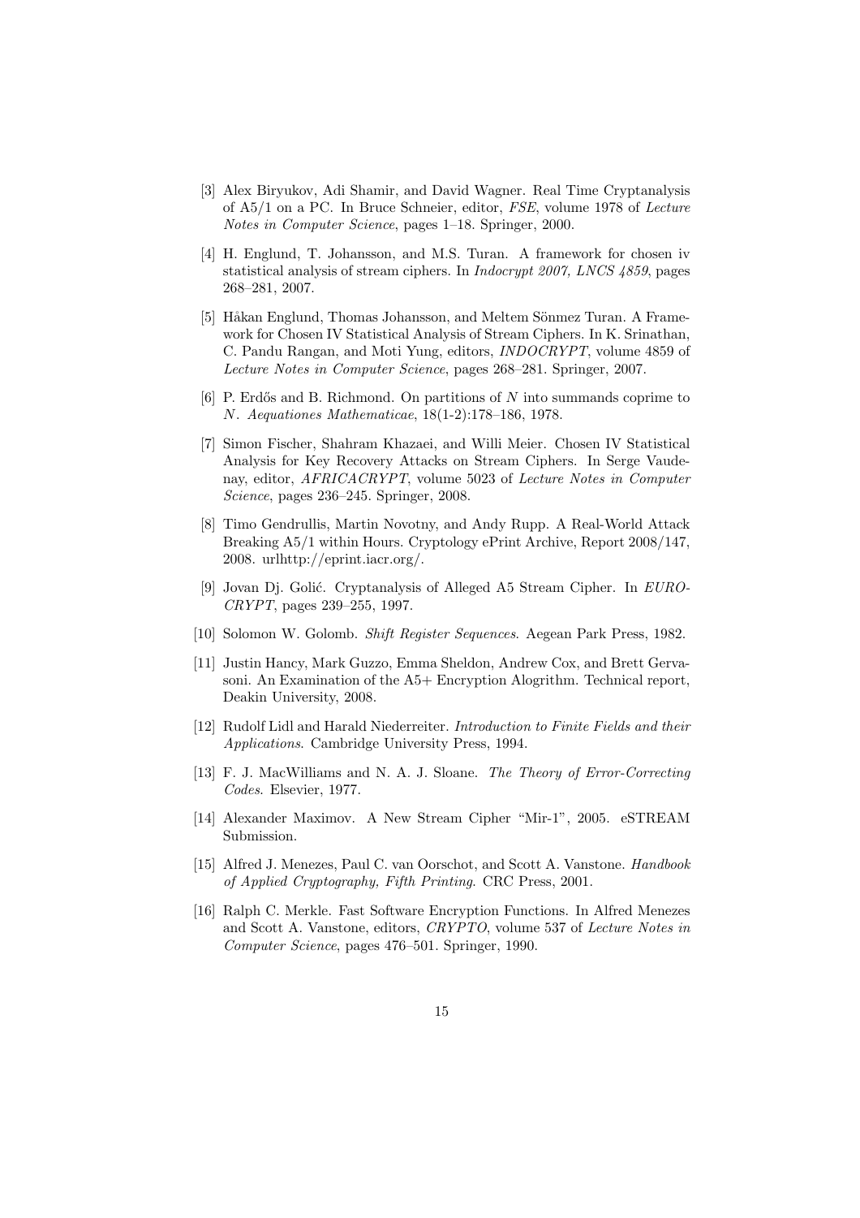[3] Alex Biryukov, Adi Shamir, and David Wagner. Real Time Cryptanalysis of A5/1 on a PC. In Bruce Schneier, editor, *FSE*, volume 1978 of *Lecture Notes in Computer Science*, pages 1–18. Springer, 2000.

[4] H. Englund, T. Johansson, and M.S. Turan. A framework for chosen iv statistical analysis of stream ciphers. In *Indocrypt 2007, LNCS 4859*, pages 268–281, 2007.

[5] Håkan Englund, Thomas Johansson, and Meltem Sönmez Turan. A Framework for Chosen IV Statistical Analysis of Stream Ciphers. In K. Srinathan, C. Pandu Rangan, and Moti Yung, editors, *INDOCRYPT*, volume 4859 of *Lecture Notes in Computer Science*, pages 268–281. Springer, 2007.

[6] P. Erdős and B. Richmond. On partitions of $N$ into summands coprime to $N$. *Aequationes Mathematicae*, 18(1-2):178–186, 1978.

[7] Simon Fischer, Shahram Khazaei, and Willi Meier. Chosen IV Statistical Analysis for Key Recovery Attacks on Stream Ciphers. In Serge Vaudenay, editor, *AFRICACRYPT*, volume 5023 of *Lecture Notes in Computer Science*, pages 236–245. Springer, 2008.

[8] Timo Gendrullis, Martin Novotny, and Andy Rupp. A Real-World Attack Breaking A5/1 within Hours. Cryptology ePrint Archive, Report 2008/147, 2008. urlhttp://eprint.iacr.org/.

[9] Jovan Dj. Golić. Cryptanalysis of Alleged A5 Stream Cipher. In *EUROCRYPT*, pages 239–255, 1997.

[10] Solomon W. Golomb. *Shift Register Sequences*. Aegean Park Press, 1982.

[11] Justin Hancy, Mark Guzzo, Emma Sheldon, Andrew Cox, and Brett Gervasoni. An Examination of the A5+ Encryption Alogrithm. Technical report, Deakin University, 2008.

[12] Rudolf Lidl and Harald Niederreiter. *Introduction to Finite Fields and their Applications*. Cambridge University Press, 1994.

[13] F. J. MacWilliams and N. A. J. Sloane. *The Theory of Error-Correcting Codes*. Elsevier, 1977.

[14] Alexander Maximov. A New Stream Cipher "Mir-1", 2005. eSTREAM Submission.

[15] Alfred J. Menezes, Paul C. van Oorschot, and Scott A. Vanstone. *Handbook of Applied Cryptography, Fifth Printing*. CRC Press, 2001.

[16] Ralph C. Merkle. Fast Software Encryption Functions. In Alfred Menezes and Scott A. Vanstone, editors, *CRYPTO*, volume 537 of *Lecture Notes in Computer Science*, pages 476–501. Springer, 1990.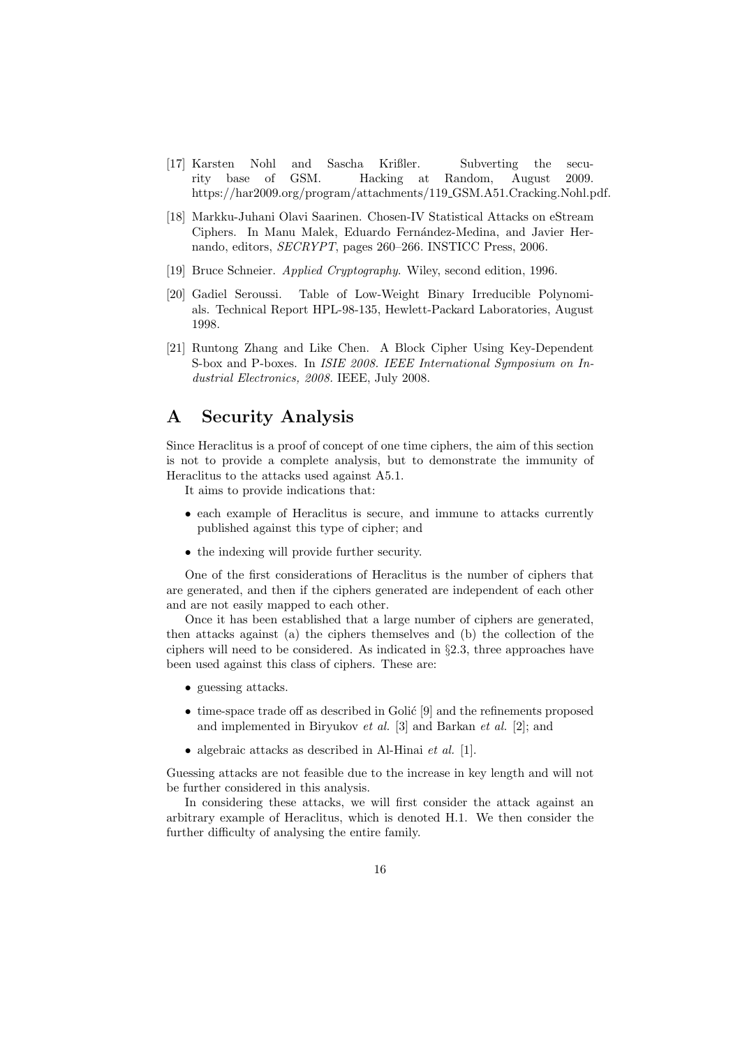[17] Karsten Nohl and Sascha Krißler. Subverting the security base of GSM. Hacking at Random, August 2009. https://har2009.org/program/attachments/119_GSM.A51.Cracking.Nohl.pdf.

[18] Markku-Juhani Olavi Saarinen. Chosen-IV Statistical Attacks on eStream Ciphers. In Manu Malek, Eduardo Fernández-Medina, and Javier Hernando, editors, *SECRYPT*, pages 260–266. INSTICC Press, 2006.

[19] Bruce Schneier. *Applied Cryptography*. Wiley, second edition, 1996.

[20] Gadiel Seroussi. Table of Low-Weight Binary Irreducible Polynomials. Technical Report HPL-98-135, Hewlett-Packard Laboratories, August 1998.

[21] Runtong Zhang and Like Chen. A Block Cipher Using Key-Dependent S-box and P-boxes. In *ISIE 2008. IEEE International Symposium on Industrial Electronics, 2008*. IEEE, July 2008.

# A Security Analysis

Since Heraclitus is a proof of concept of one time ciphers, the aim of this section is not to provide a complete analysis, but to demonstrate the immunity of Heraclitus to the attacks used against A5.1.

It aims to provide indications that:

- each example of Heraclitus is secure, and immune to attacks currently published against this type of cipher; and
- the indexing will provide further security.

One of the first considerations of Heraclitus is the number of ciphers that are generated, and then if the ciphers generated are independent of each other and are not easily mapped to each other.

Once it has been established that a large number of ciphers are generated, then attacks against (a) the ciphers themselves and (b) the collection of the ciphers will need to be considered. As indicated in §2.3, three approaches have been used against this class of ciphers. These are:

- guessing attacks.
- time-space trade off as described in Golić [9] and the refinements proposed and implemented in Biryukov *et al.* [3] and Barkan *et al.* [2]; and
- algebraic attacks as described in Al-Hinai *et al.* [1].

Guessing attacks are not feasible due to the increase in key length and will not be further considered in this analysis.

In considering these attacks, we will first consider the attack against an arbitrary example of Heraclitus, which is denoted H.1. We then consider the further difficulty of analysing the entire family.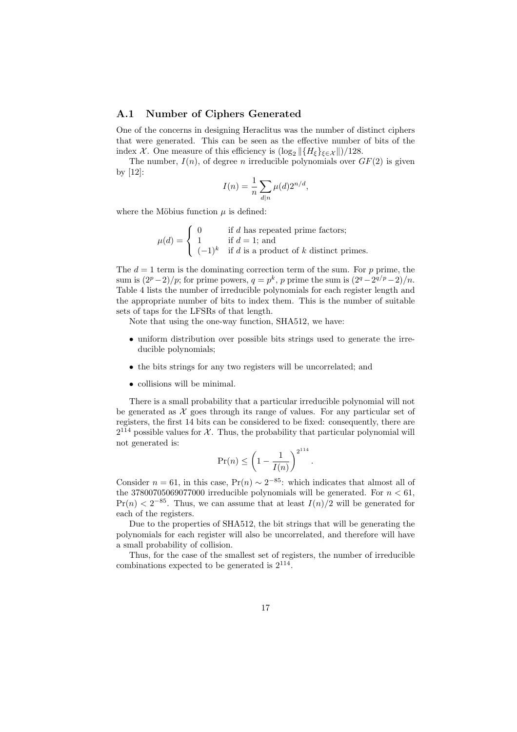### A.1 Number of Ciphers Generated

One of the concerns in designing Heraclitus was the number of distinct ciphers that were generated. This can be seen as the effective number of bits of the index $\mathcal{X}$. One measure of this efficiency is $(\log_2 \|\{H_\xi\}_{\xi \in \mathcal{X}}\|)/128$.

The number, $I(n)$, of degree $n$ irreducible polynomials over $GF(2)$ is given by [12]:

$$I(n) = \frac{1}{n} \sum_{d|n} \mu(d) 2^{n/d},$$

where the Möbius function $\mu$ is defined:

$$\mu(d) = \begin{cases} 0 & \text{if } d \text{ has repeated prime factors;} \\ 1 & \text{if } d = 1 \text{; and} \\ (-1)^k & \text{if } d \text{ is a product of } k \text{ distinct primes.} \end{cases}$$

The $d = 1$ term is the dominating correction term of the sum. For $p$ prime, the sum is $(2^p - 2)/p$; for prime powers, $q = p^k$, $p$ prime the sum is $(2^q - 2^{q/p} - 2)/n$. Table 4 lists the number of irreducible polynomials for each register length and the appropriate number of bits to index them. This is the number of suitable sets of taps for the LFSRs of that length.

Note that using the one-way function, SHA512, we have:

- uniform distribution over possible bits strings used to generate the irreducible polynomials;
- the bits strings for any two registers will be uncorrelated; and
- collisions will be minimal.

There is a small probability that a particular irreducible polynomial will not be generated as $\mathcal{X}$ goes through its range of values. For any particular set of registers, the first 14 bits can be considered to be fixed: consequently, there are $2^{114}$ possible values for $\mathcal{X}$. Thus, the probability that particular polynomial will not generated is:

$$\Pr(n) \leq \left(1 - \frac{1}{I(n)}\right)^{2^{114}}.$$

Consider $n = 61$, in this case, $\Pr(n) \sim 2^{-85}$: which indicates that almost all of the 37800705069077000 irreducible polynomials will be generated. For $n < 61$, $\Pr(n) < 2^{-85}$. Thus, we can assume that at least $I(n)/2$ will be generated for each of the registers.

Due to the properties of SHA512, the bit strings that will be generating the polynomials for each register will also be uncorrelated, and therefore will have a small probability of collision.

Thus, for the case of the smallest set of registers, the number of irreducible combinations expected to be generated is $2^{114}$.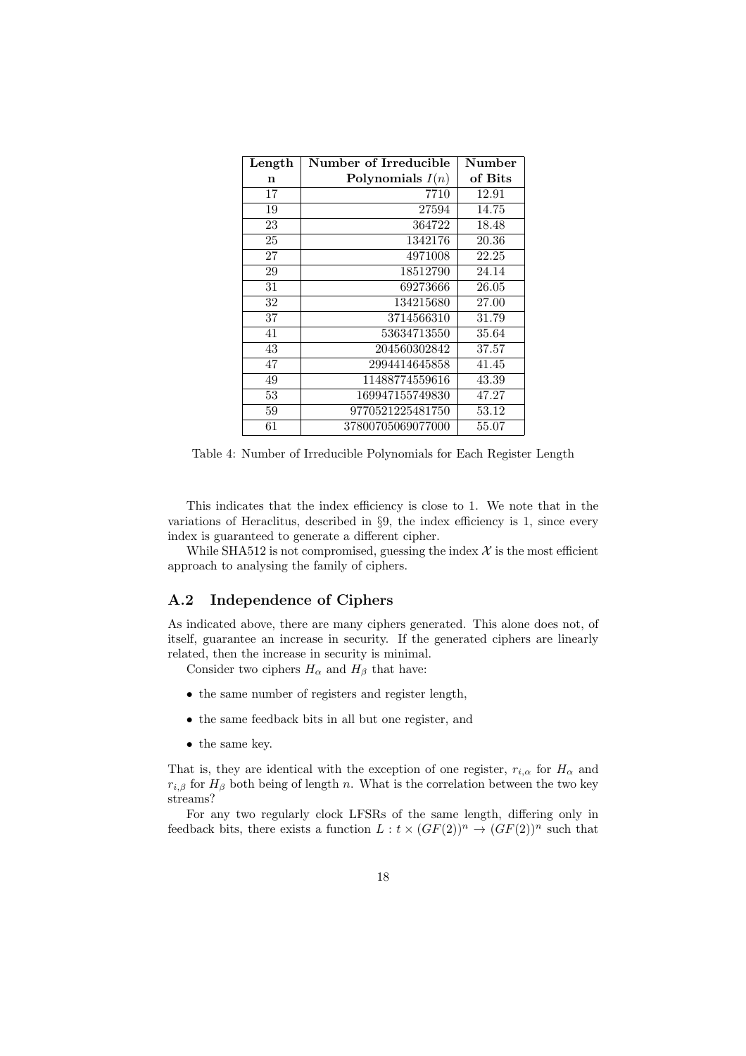| **Length** | **Number of Irreducible** | **Number** |
|---|---|---|
| **n** | **Polynomials $I(n)$** | **of Bits** |
| 17 | 7710 | 12.91 |
| 19 | 27594 | 14.75 |
| 23 | 364722 | 18.48 |
| 25 | 1342176 | 20.36 |
| 27 | 4971008 | 22.25 |
| 29 | 18512790 | 24.14 |
| 31 | 69273666 | 26.05 |
| 32 | 134215680 | 27.00 |
| 37 | 3714566310 | 31.79 |
| 41 | 53634713550 | 35.64 |
| 43 | 204560302842 | 37.57 |
| 47 | 2994414645858 | 41.45 |
| 49 | 11488774559616 | 43.39 |
| 53 | 169947155749830 | 47.27 |
| 59 | 9770521225481750 | 53.12 |
| 61 | 37800705069077000 | 55.07 |

Table 4: Number of Irreducible Polynomials for Each Register Length

This indicates that the index efficiency is close to 1. We note that in the variations of Heraclitus, described in §9, the index efficiency is 1, since every index is guaranteed to generate a different cipher.

While SHA512 is not compromised, guessing the index $\mathcal{X}$ is the most efficient approach to analysing the family of ciphers.

## A.2 Independence of Ciphers

As indicated above, there are many ciphers generated. This alone does not, of itself, guarantee an increase in security. If the generated ciphers are linearly related, then the increase in security is minimal.

Consider two ciphers $H_\alpha$ and $H_\beta$ that have:

- the same number of registers and register length,
- the same feedback bits in all but one register, and
- the same key.

That is, they are identical with the exception of one register, $r_{i,\alpha}$ for $H_\alpha$ and $r_{i,\beta}$ for $H_\beta$ both being of length $n$. What is the correlation between the two key streams?

For any two regularly clock LFSRs of the same length, differing only in feedback bits, there exists a function $L : t \times (GF(2))^n \to (GF(2))^n$ such that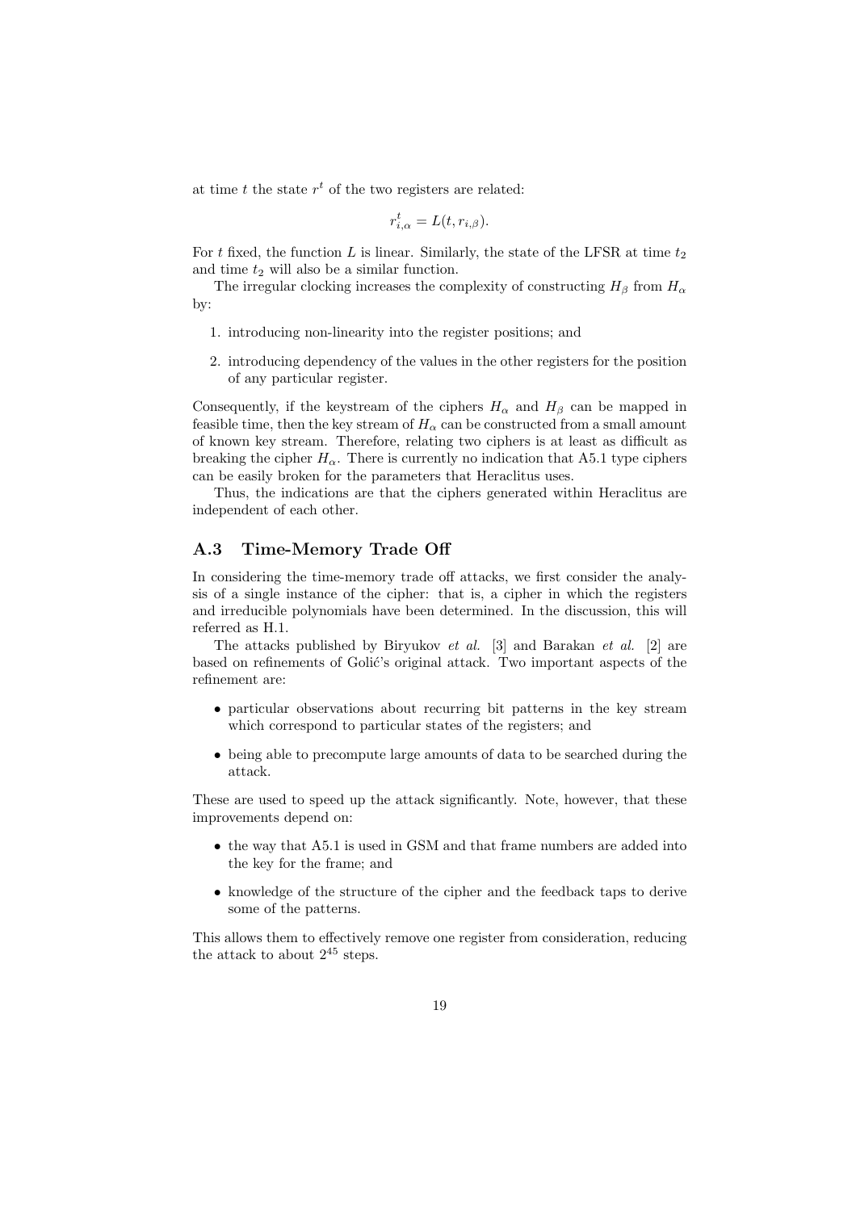at time $t$ the state $r^t$ of the two registers are related:

$$r^t_{i,\alpha} = L(t, r_{i,\beta}).$$

For $t$ fixed, the function $L$ is linear. Similarly, the state of the LFSR at time $t_2$ and time $t_2$ will also be a similar function.

The irregular clocking increases the complexity of constructing $H_\beta$ from $H_\alpha$ by:

1. introducing non-linearity into the register positions; and
2. introducing dependency of the values in the other registers for the position of any particular register.

Consequently, if the keystream of the ciphers $H_\alpha$ and $H_\beta$ can be mapped in feasible time, then the key stream of $H_\alpha$ can be constructed from a small amount of known key stream. Therefore, relating two ciphers is at least as difficult as breaking the cipher $H_\alpha$. There is currently no indication that A5.1 type ciphers can be easily broken for the parameters that Heraclitus uses.

Thus, the indications are that the ciphers generated within Heraclitus are independent of each other.

### A.3 Time-Memory Trade Off

In considering the time-memory trade off attacks, we first consider the analysis of a single instance of the cipher: that is, a cipher in which the registers and irreducible polynomials have been determined. In the discussion, this will referred as H.1.

The attacks published by Biryukov *et al.* [3] and Barakan *et al.* [2] are based on refinements of Golić's original attack. Two important aspects of the refinement are:

- particular observations about recurring bit patterns in the key stream which correspond to particular states of the registers; and
- being able to precompute large amounts of data to be searched during the attack.

These are used to speed up the attack significantly. Note, however, that these improvements depend on:

- the way that A5.1 is used in GSM and that frame numbers are added into the key for the frame; and
- knowledge of the structure of the cipher and the feedback taps to derive some of the patterns.

This allows them to effectively remove one register from consideration, reducing the attack to about $2^{45}$ steps.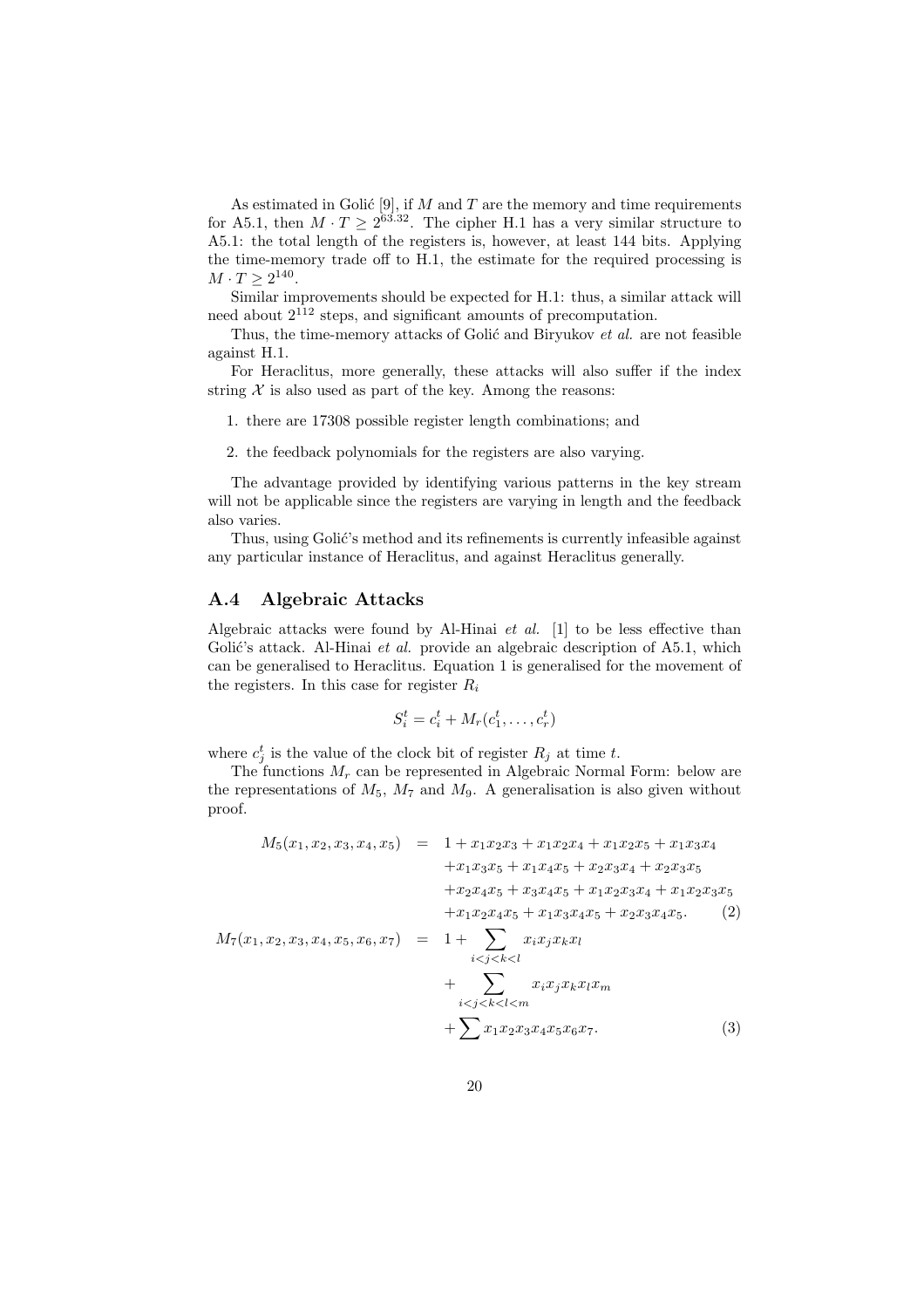As estimated in Golić [9], if $M$ and $T$ are the memory and time requirements for A5.1, then $M \cdot T \geq 2^{63.32}$. The cipher H.1 has a very similar structure to A5.1: the total length of the registers is, however, at least 144 bits. Applying the time-memory trade off to H.1, the estimate for the required processing is $M \cdot T \geq 2^{140}$.

Similar improvements should be expected for H.1: thus, a similar attack will need about $2^{112}$ steps, and significant amounts of precomputation.

Thus, the time-memory attacks of Golić and Biryukov *et al.* are not feasible against H.1.

For Heraclitus, more generally, these attacks will also suffer if the index string $\mathcal{X}$ is also used as part of the key. Among the reasons:

1. there are 17308 possible register length combinations; and
2. the feedback polynomials for the registers are also varying.

The advantage provided by identifying various patterns in the key stream will not be applicable since the registers are varying in length and the feedback also varies.

Thus, using Golić's method and its refinements is currently infeasible against any particular instance of Heraclitus, and against Heraclitus generally.

## A.4 Algebraic Attacks

Algebraic attacks were found by Al-Hinai *et al.* [1] to be less effective than Golić's attack. Al-Hinai *et al.* provide an algebraic description of A5.1, which can be generalised to Heraclitus. Equation 1 is generalised for the movement of the registers. In this case for register $R_i$

$$S_i^t = c_i^t + M_r(c_1^t, \ldots, c_r^t)$$

where $c_j^t$ is the value of the clock bit of register $R_j$ at time $t$.

The functions $M_r$ can be represented in Algebraic Normal Form: below are the representations of $M_5$, $M_7$ and $M_9$. A generalisation is also given without proof.

$$\begin{aligned}
M_5(x_1,x_2,x_3,x_4,x_5) &= 1 + x_1x_2x_3 + x_1x_2x_4 + x_1x_2x_5 + x_1x_3x_4 \\
&\quad + x_1x_3x_5 + x_1x_4x_5 + x_2x_3x_4 + x_2x_3x_5 \\
&\quad + x_2x_4x_5 + x_3x_4x_5 + x_1x_2x_3x_4 + x_1x_2x_3x_5 \\
&\quad + x_1x_2x_4x_5 + x_1x_3x_4x_5 + x_2x_3x_4x_5. \qquad (2)
\end{aligned}$$

$$\begin{aligned}
M_7(x_1,x_2,x_3,x_4,x_5,x_6,x_7) &= 1 + \sum_{i<j<k<l} x_ix_jx_kx_l \\
&\quad + \sum_{i<j<k<l<m} x_ix_jx_kx_lx_m \\
&\quad + \sum x_1x_2x_3x_4x_5x_6x_7. \qquad (3)
\end{aligned}$$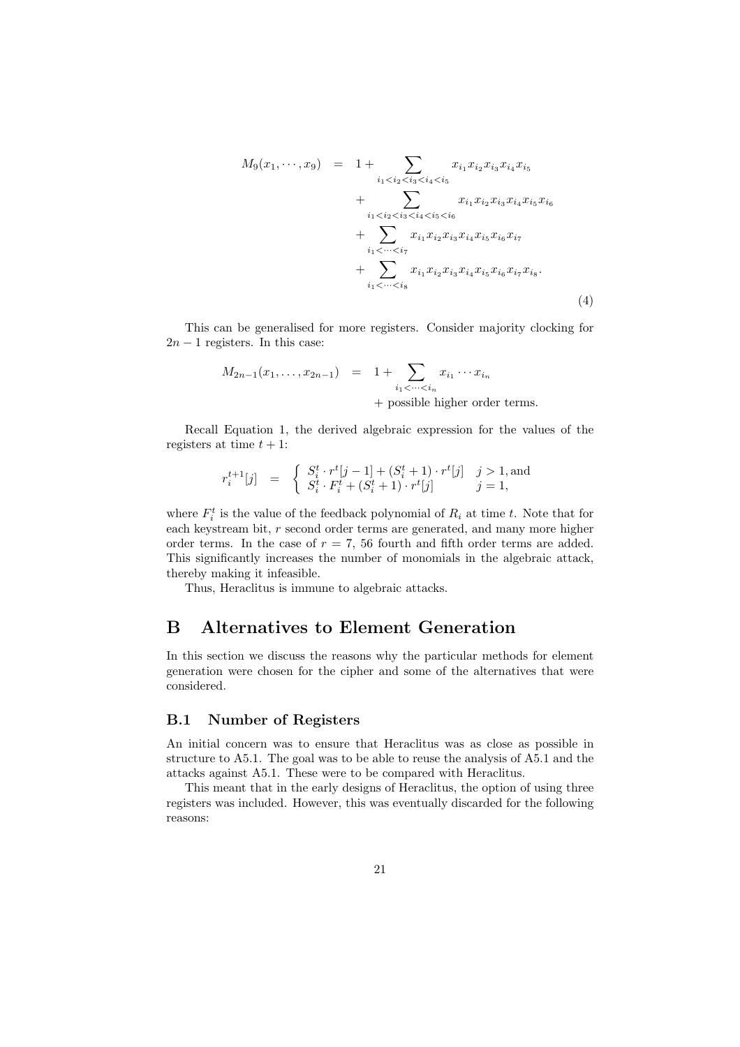$$
\begin{aligned}
M_9(x_1,\cdots,x_9) \;&=\; 1+\sum_{i_1<i_2<i_3<i_4<i_5} x_{i_1}x_{i_2}x_{i_3}x_{i_4}x_{i_5} \\
&\quad + \sum_{i_1<i_2<i_3<i_4<i_5<i_6} x_{i_1}x_{i_2}x_{i_3}x_{i_4}x_{i_5}x_{i_6} \\
&\quad + \sum_{i_1<\cdots<i_7} x_{i_1}x_{i_2}x_{i_3}x_{i_4}x_{i_5}x_{i_6}x_{i_7} \\
&\quad + \sum_{i_1<\cdots<i_8} x_{i_1}x_{i_2}x_{i_3}x_{i_4}x_{i_5}x_{i_6}x_{i_7}x_{i_8}.
\end{aligned} \tag{4}
$$

This can be generalised for more registers. Consider majority clocking for $2n-1$ registers. In this case:

$$
\begin{aligned}
M_{2n-1}(x_1,\ldots,x_{2n-1}) \;&=\; 1+\sum_{i_1<\cdots<i_n} x_{i_1}\cdots x_{i_n} \\
&\quad + \text{possible higher order terms.}
\end{aligned}
$$

Recall Equation 1, the derived algebraic expression for the values of the registers at time $t+1$:

$$
r_i^{t+1}[j] \;=\; \begin{cases} S_i^t \cdot r^t[j-1] + (S_i^t+1)\cdot r^t[j] & j>1,\text{and} \\ S_i^t \cdot F_i^t + (S_i^t+1)\cdot r^t[j] & j=1, \end{cases}
$$

where $F_i^t$ is the value of the feedback polynomial of $R_i$ at time $t$. Note that for each keystream bit, $r$ second order terms are generated, and many more higher order terms. In the case of $r=7$, 56 fourth and fifth order terms are added. This significantly increases the number of monomials in the algebraic attack, thereby making it infeasible.

Thus, Heraclitus is immune to algebraic attacks.

# B Alternatives to Element Generation

In this section we discuss the reasons why the particular methods for element generation were chosen for the cipher and some of the alternatives that were considered.

## B.1 Number of Registers

An initial concern was to ensure that Heraclitus was as close as possible in structure to A5.1. The goal was to be able to reuse the analysis of A5.1 and the attacks against A5.1. These were to be compared with Heraclitus.

This meant that in the early designs of Heraclitus, the option of using three registers was included. However, this was eventually discarded for the following reasons: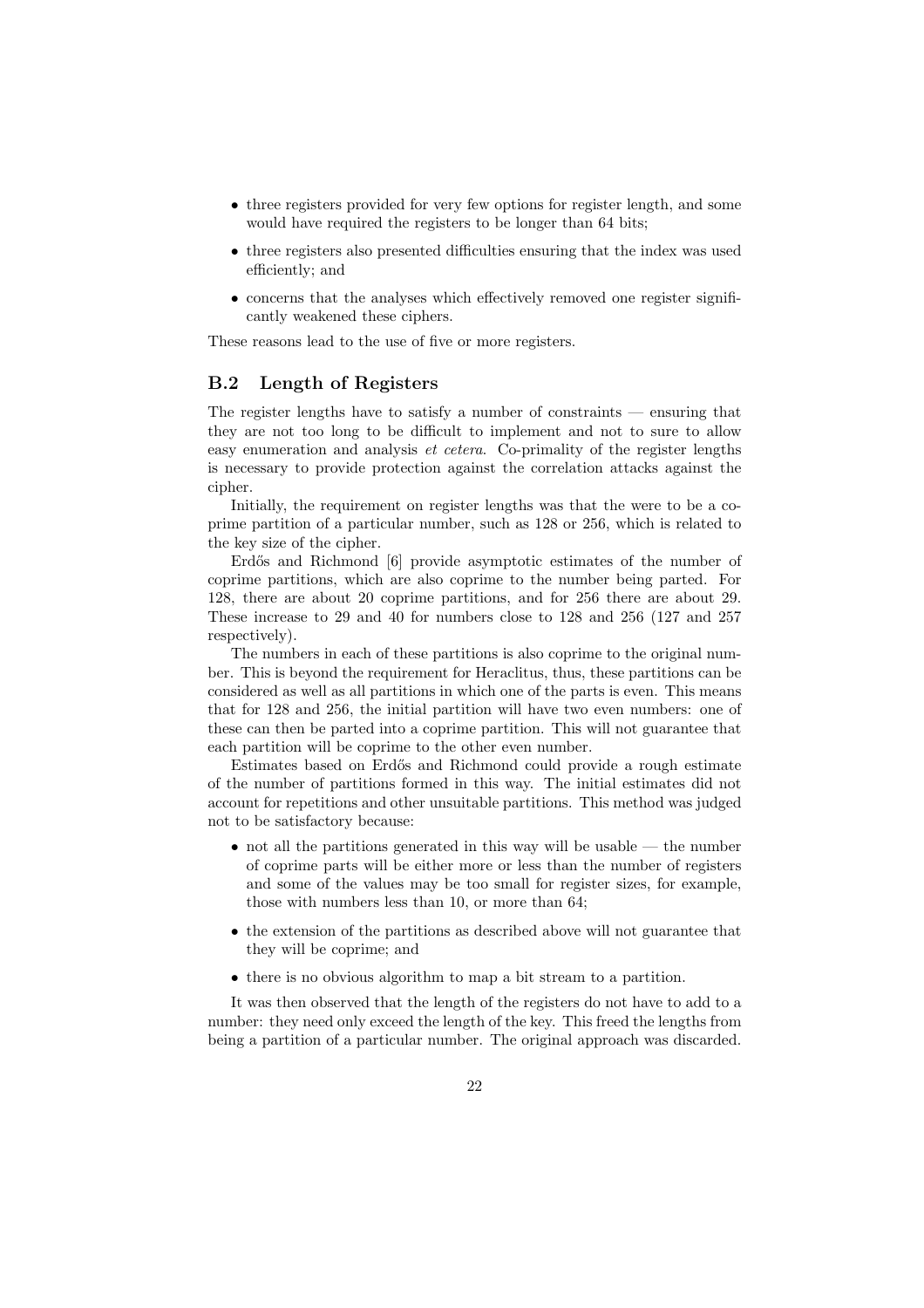- three registers provided for very few options for register length, and some would have required the registers to be longer than 64 bits;
- three registers also presented difficulties ensuring that the index was used efficiently; and
- concerns that the analyses which effectively removed one register significantly weakened these ciphers.

These reasons lead to the use of five or more registers.

## B.2 Length of Registers

The register lengths have to satisfy a number of constraints — ensuring that they are not too long to be difficult to implement and not to sure to allow easy enumeration and analysis *et cetera*. Co-primality of the register lengths is necessary to provide protection against the correlation attacks against the cipher.

Initially, the requirement on register lengths was that the were to be a coprime partition of a particular number, such as 128 or 256, which is related to the key size of the cipher.

Erdős and Richmond [6] provide asymptotic estimates of the number of coprime partitions, which are also coprime to the number being parted. For 128, there are about 20 coprime partitions, and for 256 there are about 29. These increase to 29 and 40 for numbers close to 128 and 256 (127 and 257 respectively).

The numbers in each of these partitions is also coprime to the original number. This is beyond the requirement for Heraclitus, thus, these partitions can be considered as well as all partitions in which one of the parts is even. This means that for 128 and 256, the initial partition will have two even numbers: one of these can then be parted into a coprime partition. This will not guarantee that each partition will be coprime to the other even number.

Estimates based on Erdős and Richmond could provide a rough estimate of the number of partitions formed in this way. The initial estimates did not account for repetitions and other unsuitable partitions. This method was judged not to be satisfactory because:

- not all the partitions generated in this way will be usable — the number of coprime parts will be either more or less than the number of registers and some of the values may be too small for register sizes, for example, those with numbers less than 10, or more than 64;
- the extension of the partitions as described above will not guarantee that they will be coprime; and
- there is no obvious algorithm to map a bit stream to a partition.

It was then observed that the length of the registers do not have to add to a number: they need only exceed the length of the key. This freed the lengths from being a partition of a particular number. The original approach was discarded.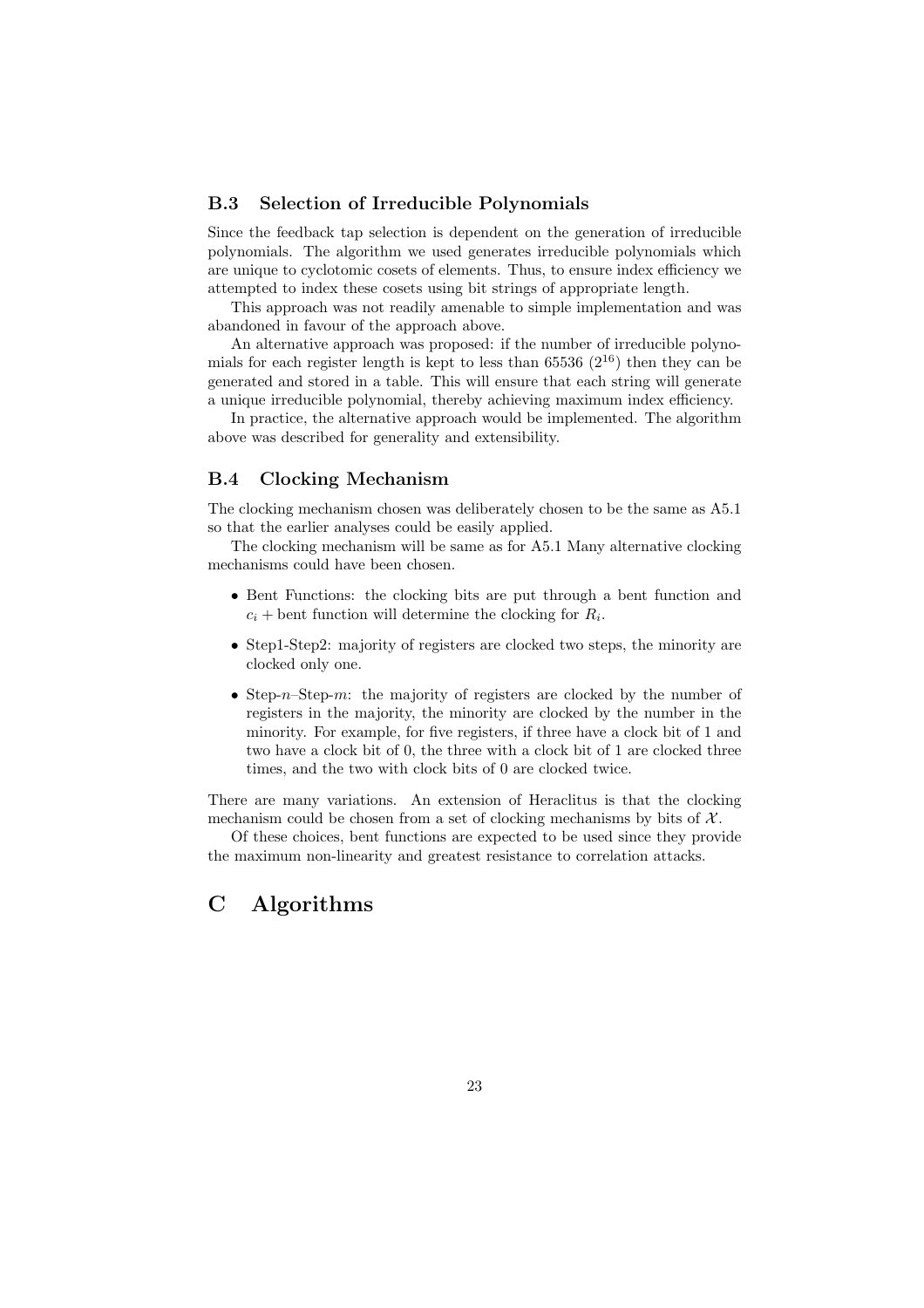### B.3 Selection of Irreducible Polynomials

Since the feedback tap selection is dependent on the generation of irreducible polynomials. The algorithm we used generates irreducible polynomials which are unique to cyclotomic cosets of elements. Thus, to ensure index efficiency we attempted to index these cosets using bit strings of appropriate length.

This approach was not readily amenable to simple implementation and was abandoned in favour of the approach above.

An alternative approach was proposed: if the number of irreducible polynomials for each register length is kept to less than 65536 ($2^{16}$) then they can be generated and stored in a table. This will ensure that each string will generate a unique irreducible polynomial, thereby achieving maximum index efficiency.

In practice, the alternative approach would be implemented. The algorithm above was described for generality and extensibility.

### B.4 Clocking Mechanism

The clocking mechanism chosen was deliberately chosen to be the same as A5.1 so that the earlier analyses could be easily applied.

The clocking mechanism will be same as for A5.1 Many alternative clocking mechanisms could have been chosen.

- Bent Functions: the clocking bits are put through a bent function and $c_i$ + bent function will determine the clocking for $R_i$.
- Step1-Step2: majority of registers are clocked two steps, the minority are clocked only one.
- Step-$n$–Step-$m$: the majority of registers are clocked by the number of registers in the majority, the minority are clocked by the number in the minority. For example, for five registers, if three have a clock bit of 1 and two have a clock bit of 0, the three with a clock bit of 1 are clocked three times, and the two with clock bits of 0 are clocked twice.

There are many variations. An extension of Heraclitus is that the clocking mechanism could be chosen from a set of clocking mechanisms by bits of $\mathcal{X}$.

Of these choices, bent functions are expected to be used since they provide the maximum non-linearity and greatest resistance to correlation attacks.

# C Algorithms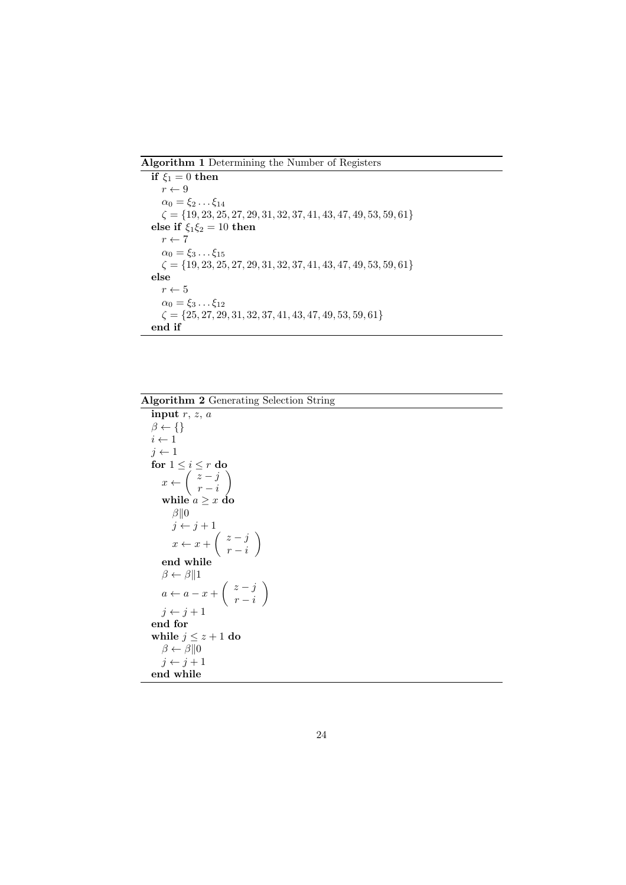**Algorithm 1** Determining the Number of Registers

---

**if** $\xi_1 = 0$ **then**
  $r \leftarrow 9$
  $\alpha_0 = \xi_2 \ldots \xi_{14}$
  $\zeta = \{19, 23, 25, 27, 29, 31, 32, 37, 41, 43, 47, 49, 53, 59, 61\}$
**else if** $\xi_1\xi_2 = 10$ **then**
  $r \leftarrow 7$
  $\alpha_0 = \xi_3 \ldots \xi_{15}$
  $\zeta = \{19, 23, 25, 27, 29, 31, 32, 37, 41, 43, 47, 49, 53, 59, 61\}$
**else**
  $r \leftarrow 5$
  $\alpha_0 = \xi_3 \ldots \xi_{12}$
  $\zeta = \{25, 27, 29, 31, 32, 37, 41, 43, 47, 49, 53, 59, 61\}$
**end if**

---

**Algorithm 2** Generating Selection String

---

**input** $r$, $z$, $a$
$\beta \leftarrow \{\}$
$i \leftarrow 1$
$j \leftarrow 1$
**for** $1 \leq i \leq r$ **do**
  $x \leftarrow \binom{z-j}{r-i}$
  **while** $a \geq x$ **do**
    $\beta \| 0$
    $j \leftarrow j + 1$
    $x \leftarrow x + \binom{z-j}{r-i}$
  **end while**
  $\beta \leftarrow \beta \| 1$
  $a \leftarrow a - x + \binom{z-j}{r-i}$
  $j \leftarrow j + 1$
**end for**
**while** $j \leq z + 1$ **do**
  $\beta \leftarrow \beta \| 0$
  $j \leftarrow j + 1$
**end while**

---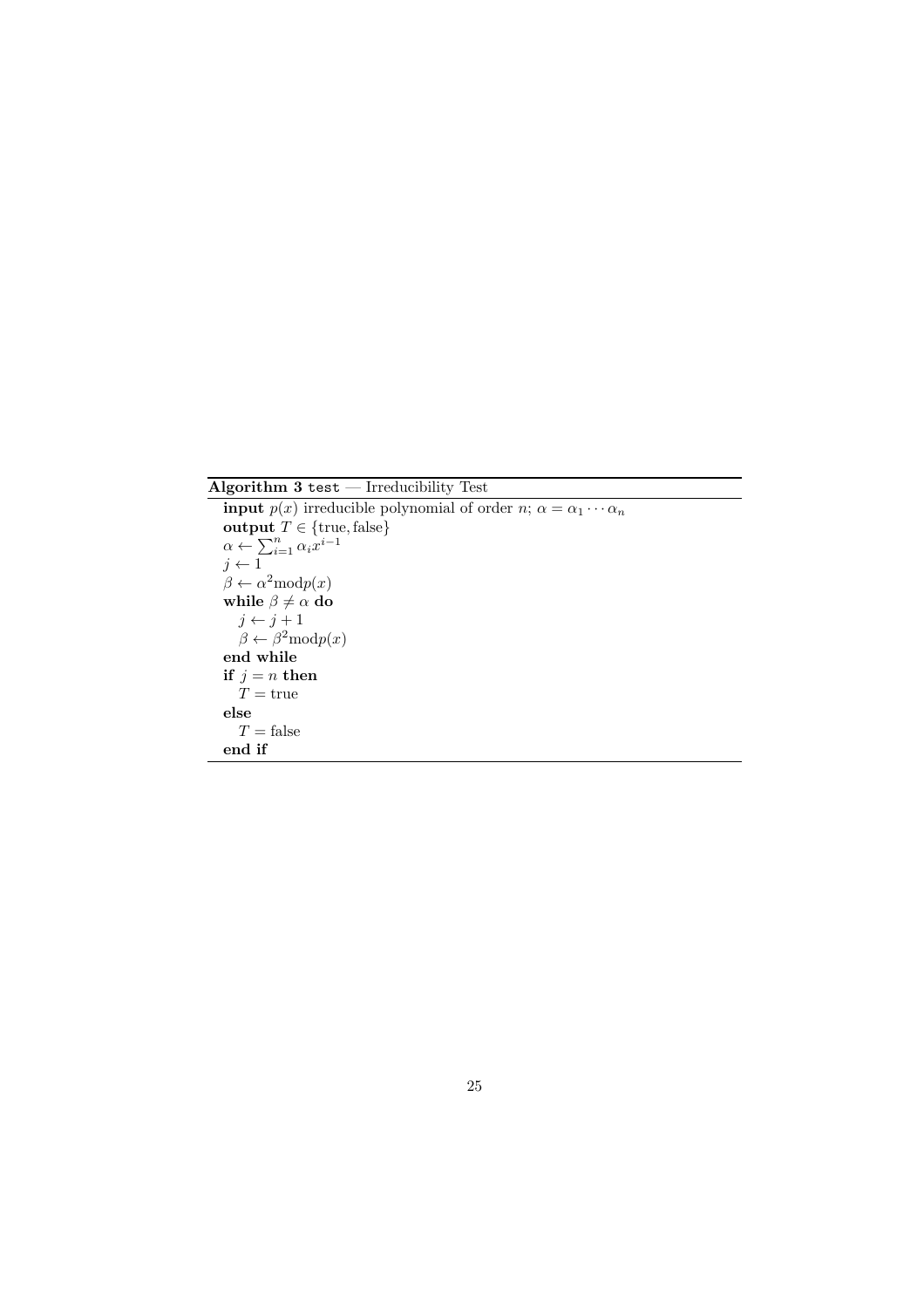**Algorithm 3** `test` — Irreducibility Test

**input** $p(x)$ irreducible polynomial of order $n$; $\alpha = \alpha_1 \cdots \alpha_n$
**output** $T \in \{\text{true}, \text{false}\}$
$\alpha \leftarrow \sum_{i=1}^{n} \alpha_i x^{i-1}$
$j \leftarrow 1$
$\beta \leftarrow \alpha^2 \text{mod} p(x)$
**while** $\beta \neq \alpha$ **do**
  $j \leftarrow j + 1$
  $\beta \leftarrow \beta^2 \text{mod} p(x)$
**end while**
**if** $j = n$ **then**
  $T = \text{true}$
**else**
  $T = \text{false}$
**end if**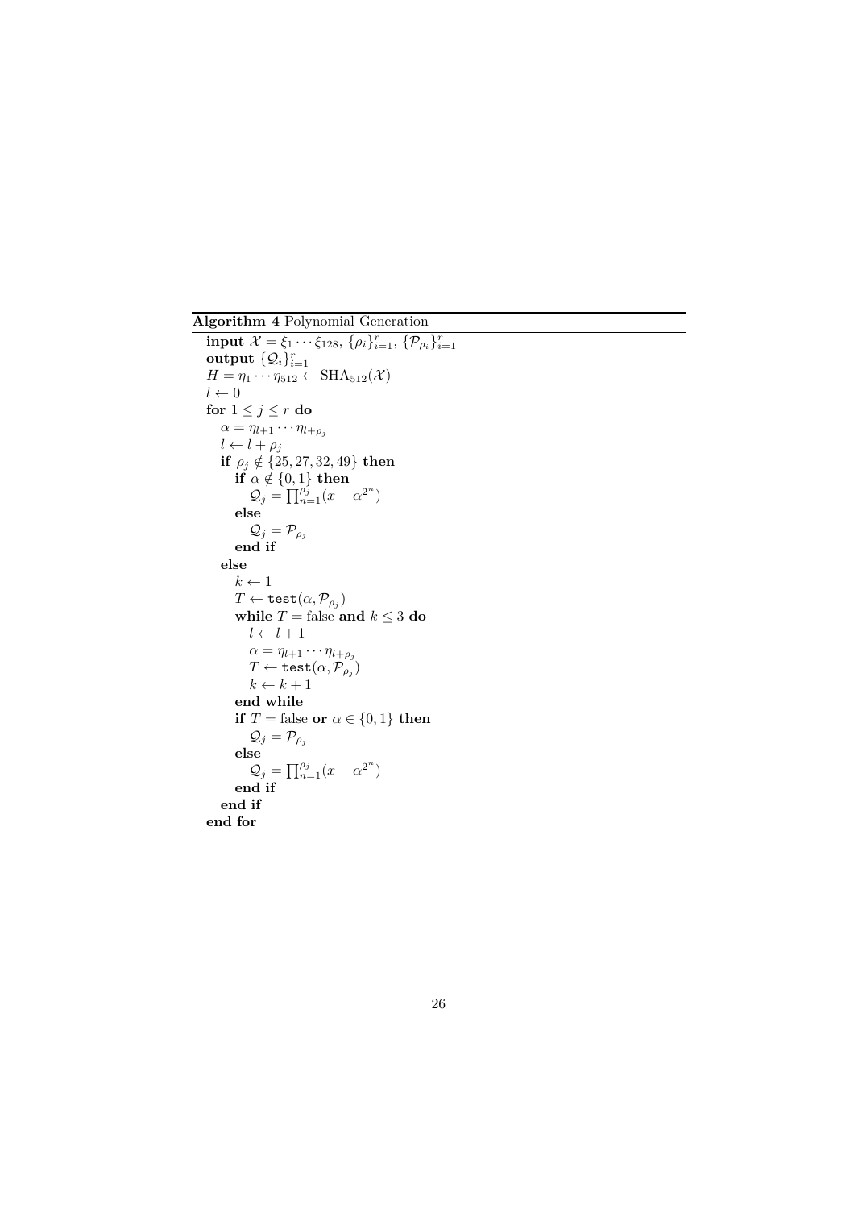**Algorithm 4** Polynomial Generation

**input** $\mathcal{X} = \xi_1 \cdots \xi_{128}$, $\{\rho_i\}_{i=1}^r$, $\{\mathcal{P}_{\rho_i}\}_{i=1}^r$
**output** $\{\mathcal{Q}_i\}_{i=1}^r$
$H = \eta_1 \cdots \eta_{512} \leftarrow \mathrm{SHA}_{512}(\mathcal{X})$
$l \leftarrow 0$
**for** $1 \leq j \leq r$ **do**
  $\alpha = \eta_{l+1} \cdots \eta_{l+\rho_j}$
  $l \leftarrow l + \rho_j$
  **if** $\rho_j \notin \{25, 27, 32, 49\}$ **then**
    **if** $\alpha \notin \{0, 1\}$ **then**
      $\mathcal{Q}_j = \prod_{n=1}^{\rho_j}(x - \alpha^{2^n})$
    **else**
      $\mathcal{Q}_j = \mathcal{P}_{\rho_j}$
    **end if**
  **else**
    $k \leftarrow 1$
    $T \leftarrow \texttt{test}(\alpha, \mathcal{P}_{\rho_j})$
    **while** $T =$ false **and** $k \leq 3$ **do**
      $l \leftarrow l + 1$
      $\alpha = \eta_{l+1} \cdots \eta_{l+\rho_j}$
      $T \leftarrow \texttt{test}(\alpha, \mathcal{P}_{\rho_j})$
      $k \leftarrow k + 1$
    **end while**
    **if** $T =$ false **or** $\alpha \in \{0, 1\}$ **then**
      $\mathcal{Q}_j = \mathcal{P}_{\rho_j}$
    **else**
      $\mathcal{Q}_j = \prod_{n=1}^{\rho_j}(x - \alpha^{2^n})$
    **end if**
  **end if**
**end for**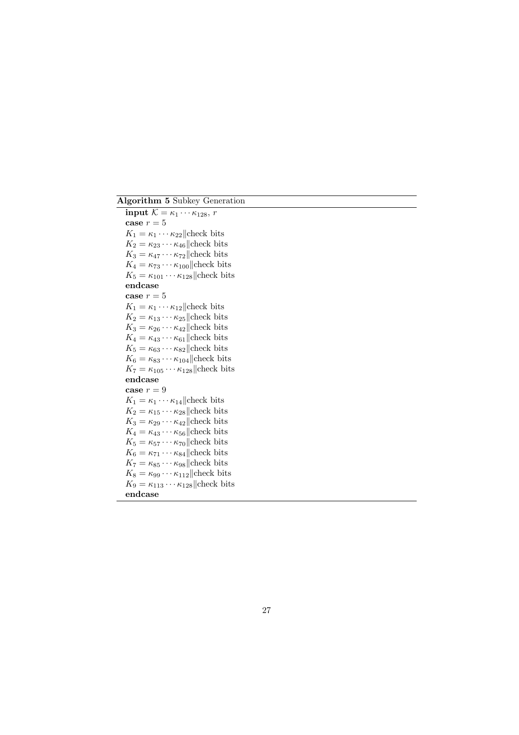**Algorithm 5** Subkey Generation

**input** $\mathcal{K} = \kappa_1 \cdots \kappa_{128}$, $r$

**case** $r = 5$

$K_1 = \kappa_1 \cdots \kappa_{22} \|$check bits

$K_2 = \kappa_{23} \cdots \kappa_{46} \|$check bits

$K_3 = \kappa_{47} \cdots \kappa_{72} \|$check bits

$K_4 = \kappa_{73} \cdots \kappa_{100} \|$check bits

$K_5 = \kappa_{101} \cdots \kappa_{128} \|$check bits

**endcase**

**case** $r = 5$

$K_1 = \kappa_1 \cdots \kappa_{12} \|$check bits

$K_2 = \kappa_{13} \cdots \kappa_{25} \|$check bits

$K_3 = \kappa_{26} \cdots \kappa_{42} \|$check bits

$K_4 = \kappa_{43} \cdots \kappa_{61} \|$check bits

$K_5 = \kappa_{63} \cdots \kappa_{82} \|$check bits

$K_6 = \kappa_{83} \cdots \kappa_{104} \|$check bits

$K_7 = \kappa_{105} \cdots \kappa_{128} \|$check bits

**endcase**

**case** $r = 9$

$K_1 = \kappa_1 \cdots \kappa_{14} \|$check bits

$K_2 = \kappa_{15} \cdots \kappa_{28} \|$check bits

$K_3 = \kappa_{29} \cdots \kappa_{42} \|$check bits

$K_4 = \kappa_{43} \cdots \kappa_{56} \|$check bits

$K_5 = \kappa_{57} \cdots \kappa_{70} \|$check bits

$K_6 = \kappa_{71} \cdots \kappa_{84} \|$check bits

$K_7 = \kappa_{85} \cdots \kappa_{98} \|$check bits

$K_8 = \kappa_{99} \cdots \kappa_{112} \|$check bits

$K_9 = \kappa_{113} \cdots \kappa_{128} \|$check bits

**endcase**